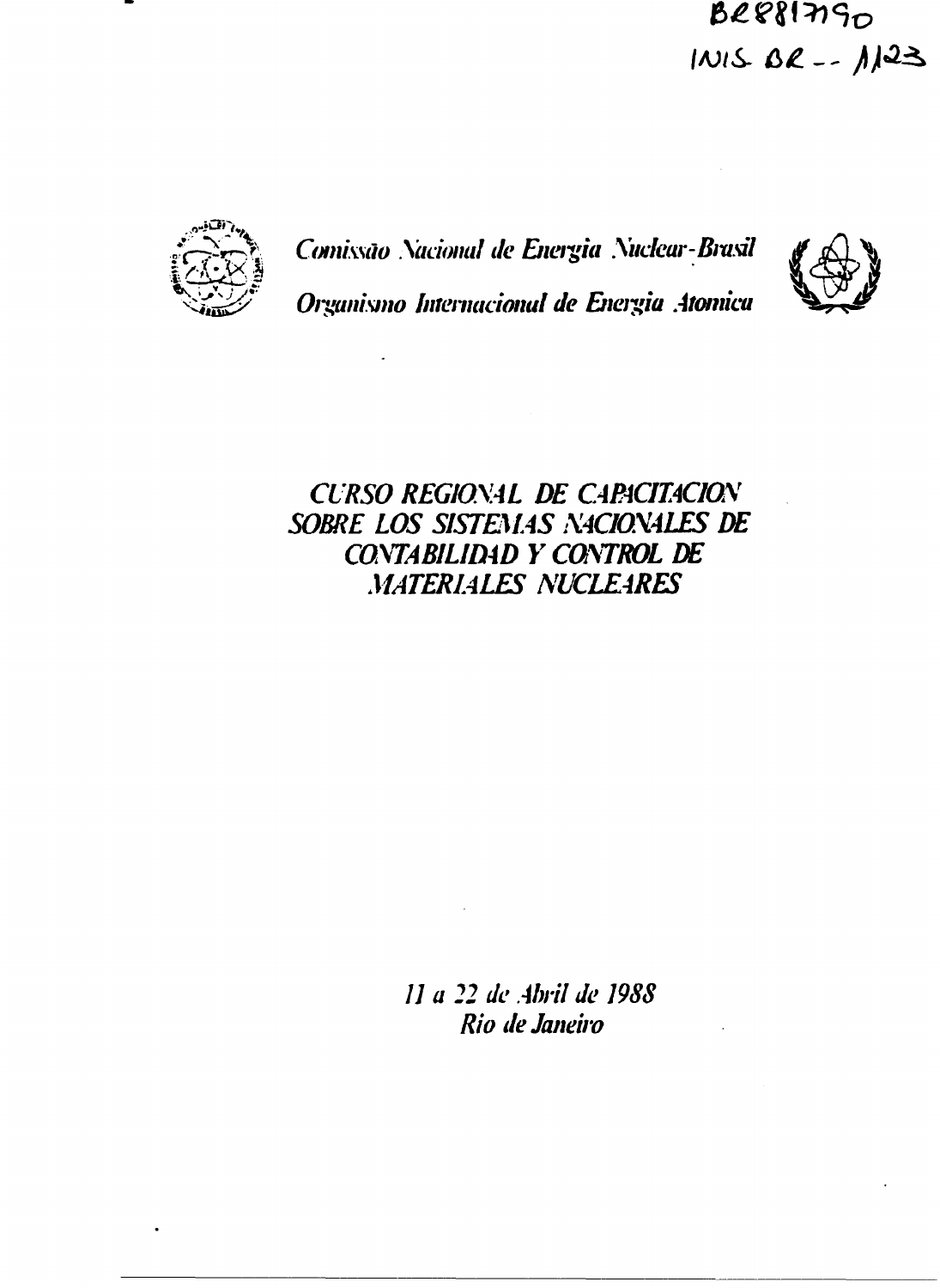BR8817790
INIS BR -- 1123

*Comissão Nacional de Energia Nuclear-Brasil*

*Organismo Internacional de Energia Atomica*

# *CURSO REGIONAL DE CAPACITACION SOBRE LOS SISTEMAS NACIONALES DE CONTABILIDAD Y CONTROL DE MATERIALES NUCLEARES*

*11 a 22 de Abril de 1988*
*Rio de Janeiro*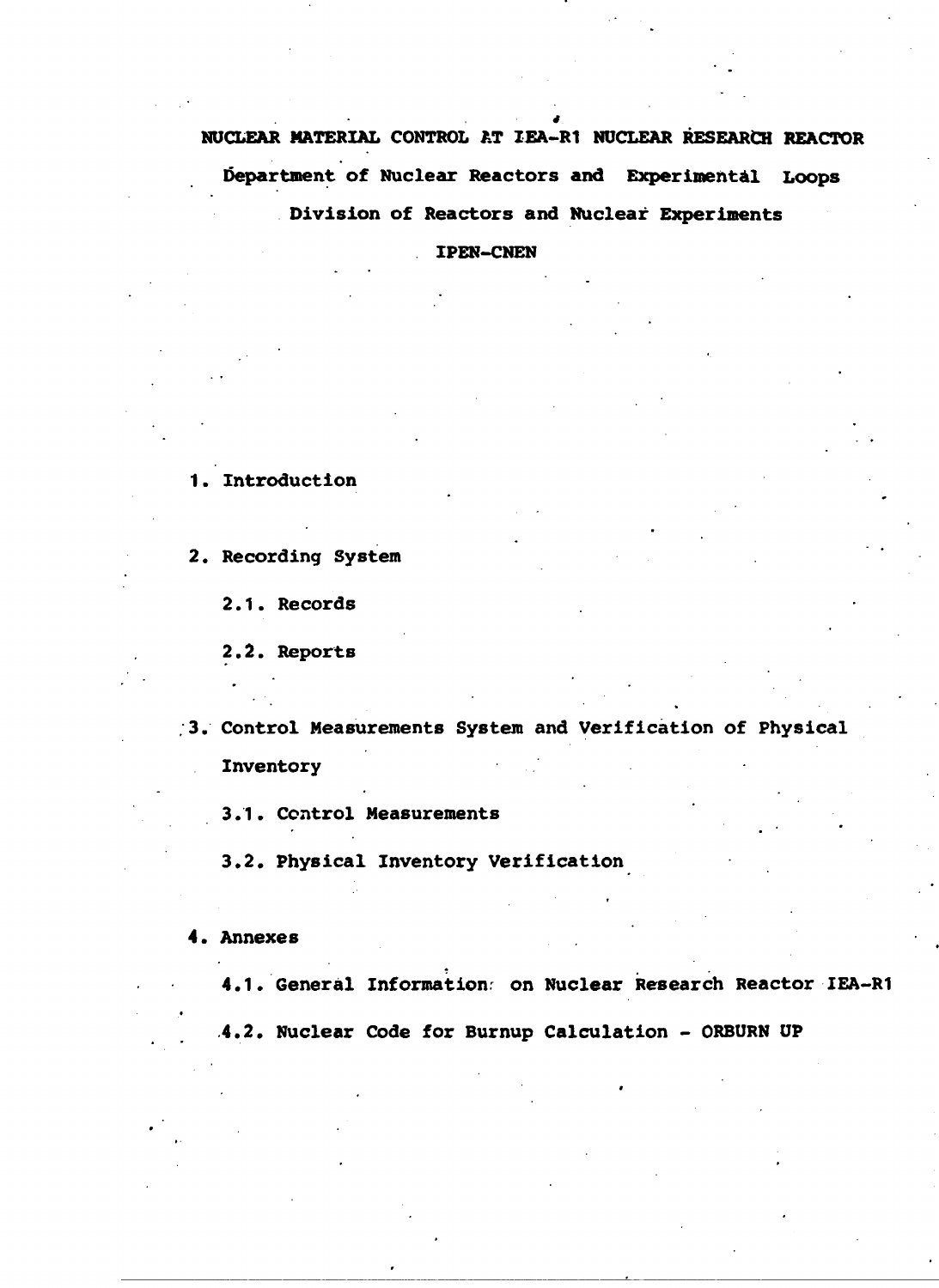# NUCLEAR MATERIAL CONTROL AT IEA-R1 NUCLEAR RESEARCH REACTOR

**Department of Nuclear Reactors and Experimental Loops**

**Division of Reactors and Nuclear Experiments**

**IPEN-CNEN**

1. Introduction

2. Recording System

   2.1. Records

   2.2. Reports

3. Control Measurements System and Verification of Physical Inventory

   3.1. Control Measurements

   3.2. Physical Inventory Verification

4. Annexes

   4.1. General Information on Nuclear Research Reactor IEA-R1

   4.2. Nuclear Code for Burnup Calculation - ORBURN UP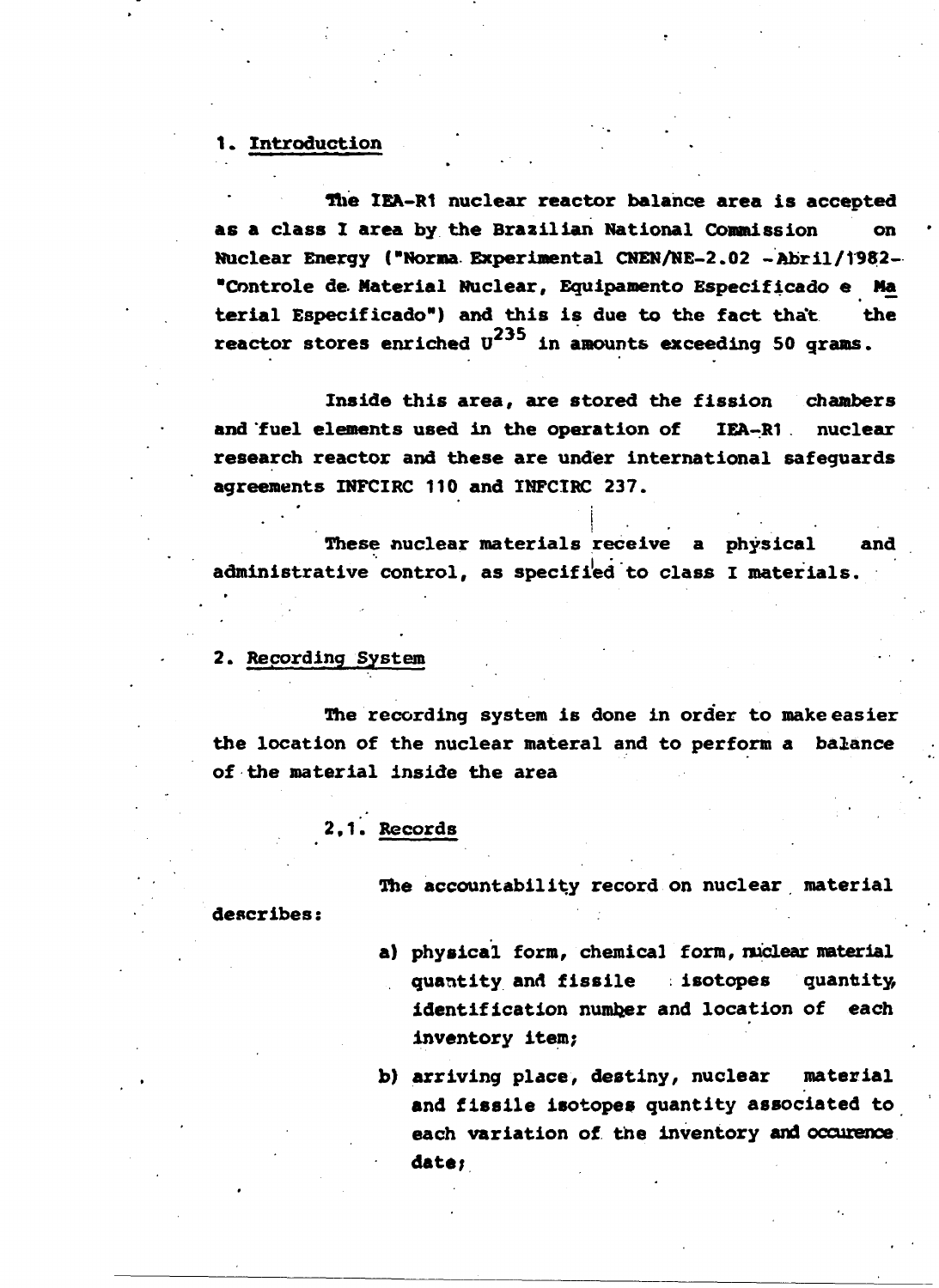## 1. Introduction

The IEA-R1 nuclear reactor balance area is accepted as a class I area by the Brazilian National Commission on Nuclear Energy ("Norma Experimental CNEN/NE-2.02 -Abril/1982- "Controle de Material Nuclear, Equipamento Especificado e Material Especificado") and this is due to the fact that the reactor stores enriched $U^{235}$ in amounts exceeding 50 grams.

Inside this area, are stored the fission chambers and fuel elements used in the operation of IEA-R1 nuclear research reactor and these are under international safeguards agreements INFCIRC 110 and INFCIRC 237.

These nuclear materials receive a physical and administrative control, as specified to class I materials.

## 2. Recording System

The recording system is done in order to make easier the location of the nuclear materal and to perform a balance of the material inside the area

### 2.1. Records

The accountability record on nuclear material describes:

a) physical form, chemical form, nuclear material quantity and fissile isotopes quantity, identification number and location of each inventory item;

b) arriving place, destiny, nuclear material and fissile isotopes quantity associated to each variation of the inventory and occurence date;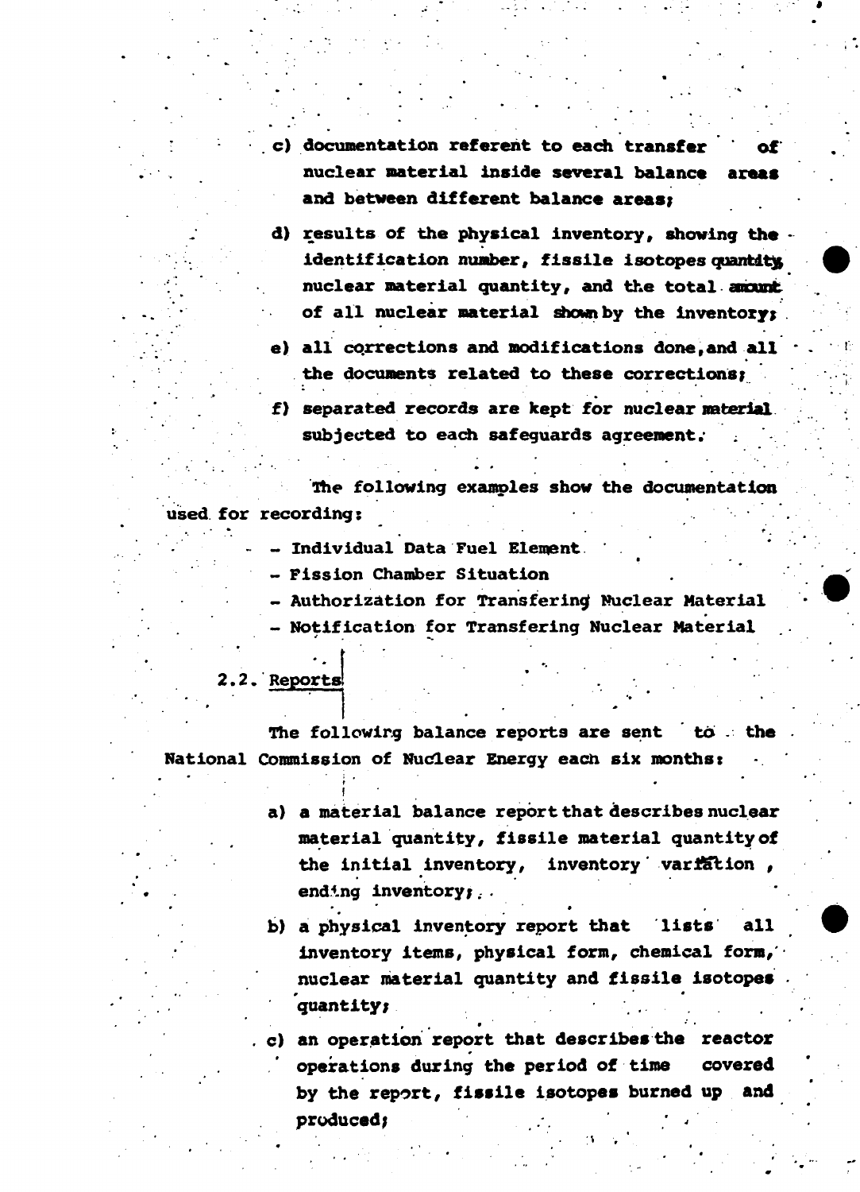c) documentation referent to each transfer of nuclear material inside several balance areas and between different balance areas;

d) results of the physical inventory, showing the identification number, fissile isotopes quantity, nuclear material quantity, and the total amount of all nuclear material shown by the inventory;

e) all corrections and modifications done, and all the documents related to these corrections;

f) separated records are kept for nuclear material subjected to each safeguards agreement.

The following examples show the documentation used for recording:

- Individual Data Fuel Element
- Fission Chamber Situation
- Authorization for Transfering Nuclear Material
- Notification for Transfering Nuclear Material

## 2.2. Reports

The following balance reports are sent to the National Commission of Nuclear Energy each six months:

a) a material balance report that describes nuclear material quantity, fissile material quantity of the initial inventory, inventory variation, ending inventory;

b) a physical inventory report that lists all inventory items, physical form, chemical form, nuclear material quantity and fissile isotopes quantity;

c) an operation report that describes the reactor operations during the period of time covered by the report, fissile isotopes burned up and produced;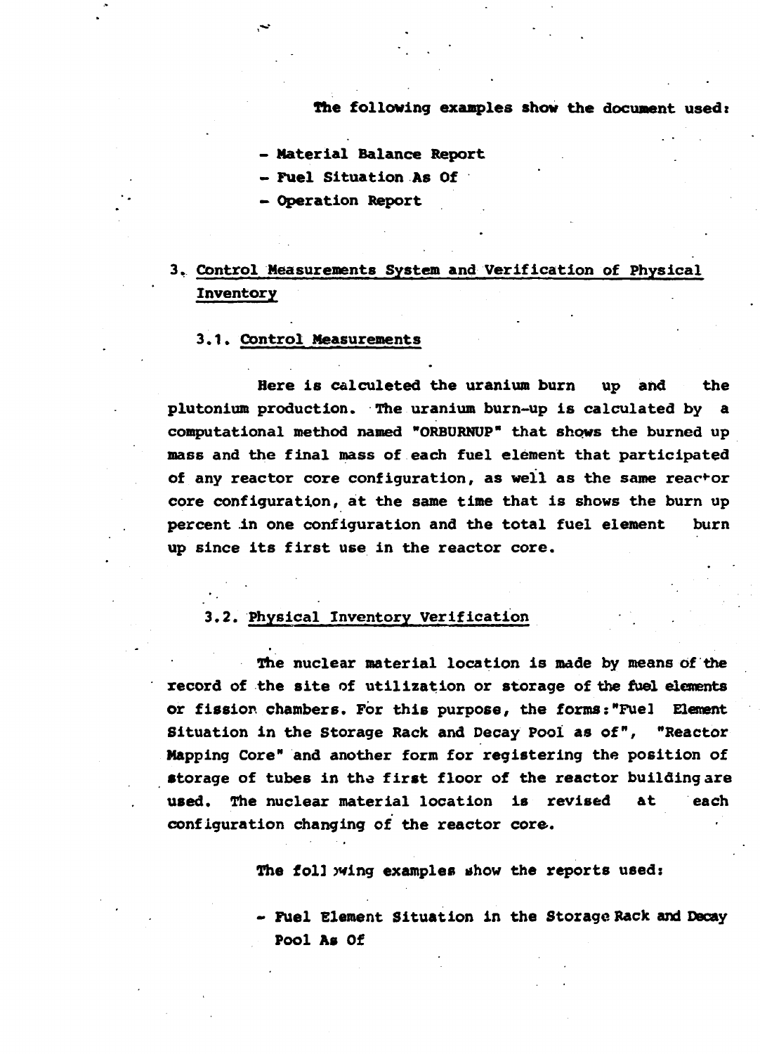The following examples show the document used:

- Material Balance Report
- Fuel Situation As Of
- Operation Report

## 3. Control Measurements System and Verification of Physical Inventory

### 3.1. Control Measurements

Here is calculeted the uranium burn up and the plutonium production. The uranium burn-up is calculated by a computational method named "ORBURNUP" that shows the burned up mass and the final mass of each fuel element that participated of any reactor core configuration, as well as the same reactor core configuration, at the same time that is shows the burn up percent in one configuration and the total fuel element burn up since its first use in the reactor core.

### 3.2. Physical Inventory Verification

The nuclear material location is made by means of the record of the site of utilization or storage of the fuel elements or fission chambers. For this purpose, the forms: "Fuel Element Situation in the Storage Rack and Decay Pool as of", "Reactor Mapping Core" and another form for registering the position of storage of tubes in the first floor of the reactor building are used. The nuclear material location is revised at each configuration changing of the reactor core.

The following examples show the reports used:

- Fuel Element Situation in the Storage Rack and Decay Pool As Of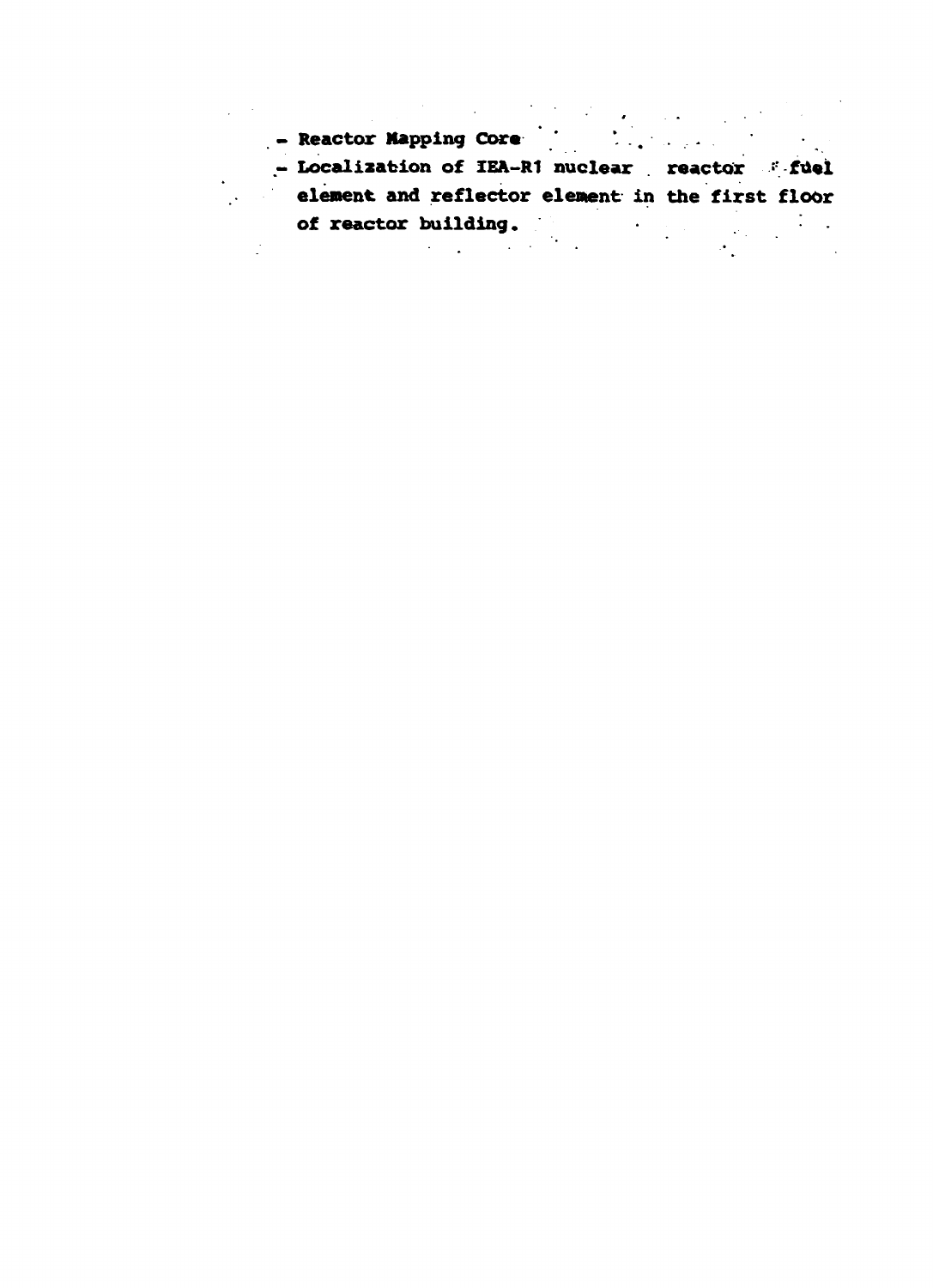- Reactor Mapping Core
- Localization of IEA-R1 nuclear reactor fuel element and reflector element in the first floor of reactor building.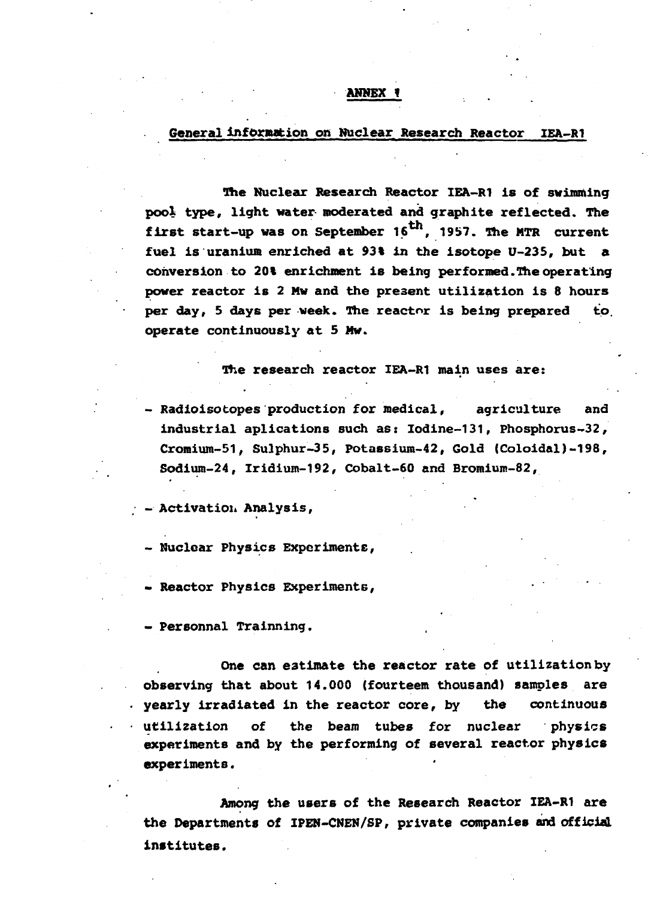**ANNEX 1**

**General information on Nuclear Research Reactor IEA-R1**

The Nuclear Research Reactor IEA-R1 is of swimming pool type, light water moderated and graphite reflected. The first start-up was on September 16th, 1957. The MTR current fuel is uranium enriched at 93% in the isotope U-235, but a conversion to 20% enrichment is being performed. The operating power reactor is 2 Mw and the present utilization is 8 hours per day, 5 days per week. The reactor is being prepared to operate continuously at 5 Mw.

The research reactor IEA-R1 main uses are:

- Radioisotopes production for medical, agriculture and industrial aplications such as: Iodine-131, Phosphorus-32, Cromium-51, Sulphur-35, Potassium-42, Gold (Coloidal)-198, Sodium-24, Iridium-192, Cobalt-60 and Bromium-82,
- Activation Analysis,
- Nuclear Physics Experiments,
- Reactor Physics Experiments,
- Personnal Trainning.

One can estimate the reactor rate of utilization by observing that about 14.000 (fourteem thousand) samples are yearly irradiated in the reactor core, by the continuous utilization of the beam tubes for nuclear physics experiments and by the performing of several reactor physics experiments.

Among the users of the Research Reactor IEA-R1 are the Departments of IPEN-CNEN/SP, private companies and official institutes.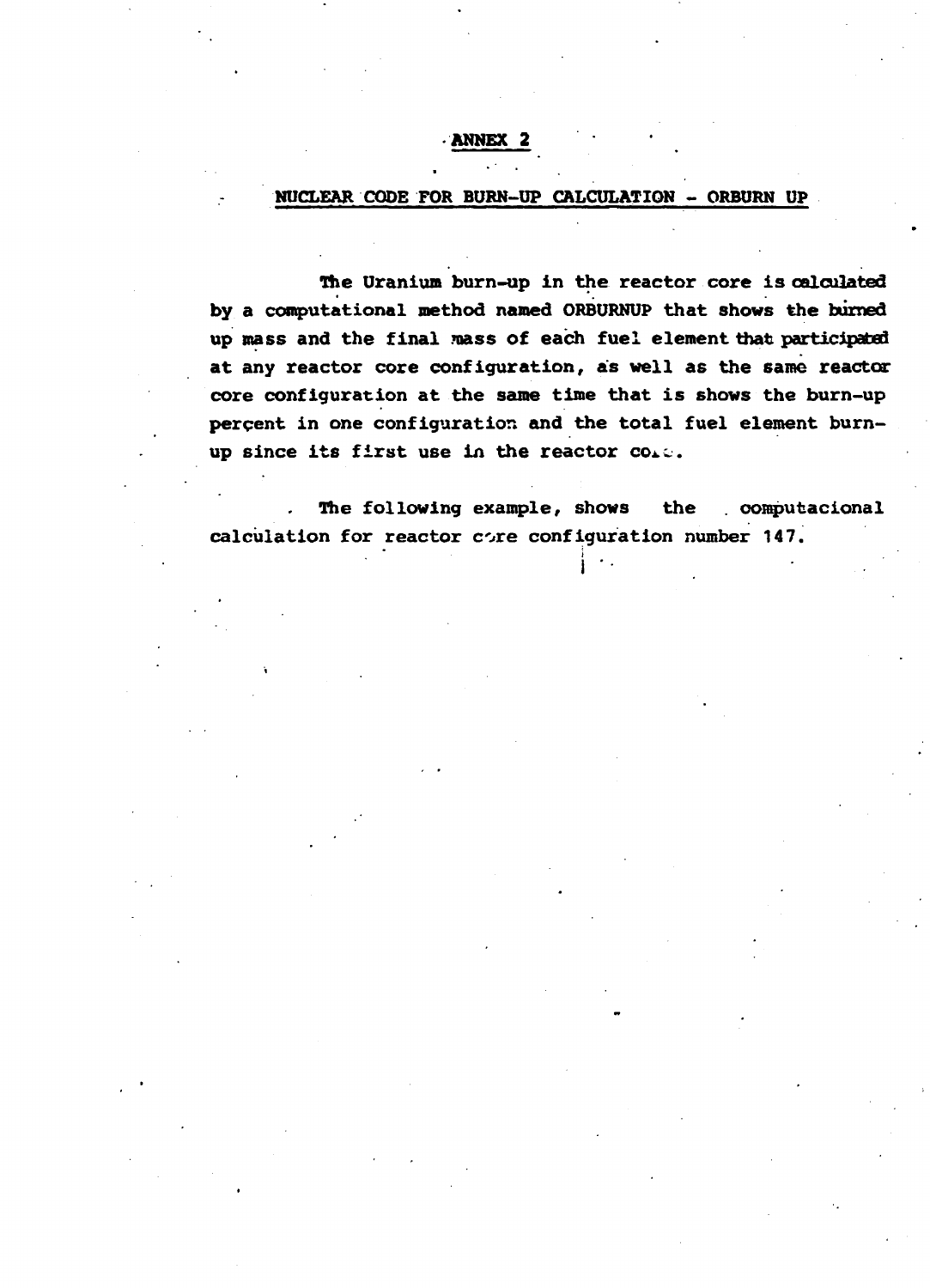## ANNEX 2

### NUCLEAR CODE FOR BURN-UP CALCULATION - ORBURN UP

The Uranium burn-up in the reactor core is calculated by a computational method named ORBURNUP that shows the burned up mass and the final mass of each fuel element that participated at any reactor core configuration, as well as the same reactor core configuration at the same time that is shows the burn-up perçent in one configuration and the total fuel element burn-up since its first use in the reactor core.

The following example, shows the computacional calculation for reactor core configuration number 147.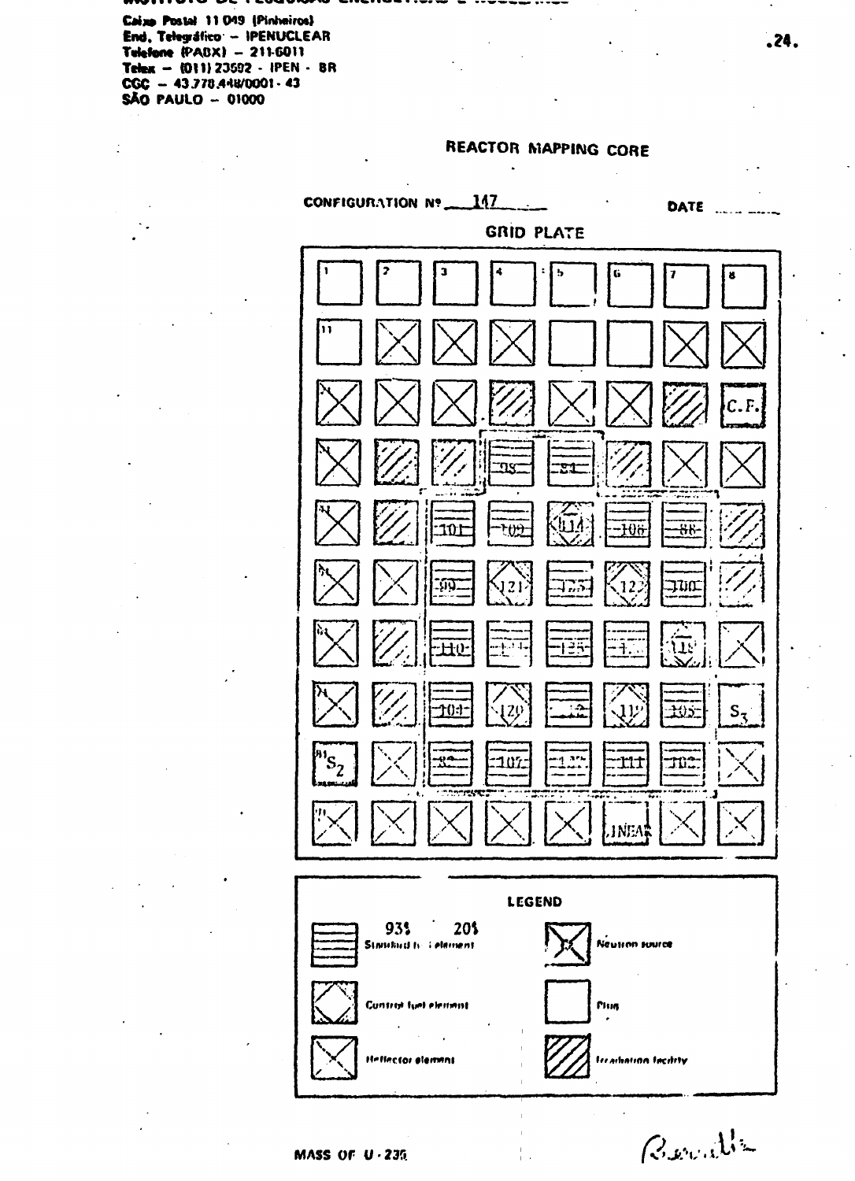Caixa Postal 11 049 (Pinheiros)
End. Telegráfico – IPENUCLEAR
Telefone (PABX) – 211-6011
Telex – (011) 23592 - IPEN - BR
CGC – 43.778.448/0001-43
SÃO PAULO – 01000

## REACTOR MAPPING CORE

CONFIGURATION Nº 147 DATE

GRID PLATE

| 1 | 2 | 3 | 4 | 5 | 6 | 7 | 8 |
|---|---|---|---|---|---|---|---|
| Plug | Plug | Plug | Plug | Plug | Plug | Plug | Plug |
| Plug | Reflector | Reflector | Reflector | Plug | Plug | Reflector | Reflector |
| Reflector | Reflector | Reflector | Irradiation | Reflector | Reflector | Irradiation | C.F. |
| Reflector | Irradiation | Irradiation | 98 | 84 | Irradiation | Reflector | Reflector |
| Reflector | Irradiation | 101 | 109 | 114 (control) | 106 | 86 | Irradiation |
| Reflector | Reflector | 99 | 121 (control) | 125 | 12 (control) | 100 | Irradiation |
| Reflector | Irradiation | 110 | 1.. | 125 | 1.. | 11? (control) | Reflector |
| Reflector | Irradiation | 104 | 120 (control) | ..2 | 11? (control) | 105 | $S_3$ |
| $S_2$ | Reflector | 82 | 107 | 13? | 111 | 102 | Reflector |
| Reflector | Reflector | Reflector | Reflector | Reflector | LINEAR | Reflector | Reflector |

LEGEND

- Standard fuel element: 93% 20%
- Control fuel element
- Reflector element
- Neutron source
- Plug
- Irradiation facility

MASS OF U-235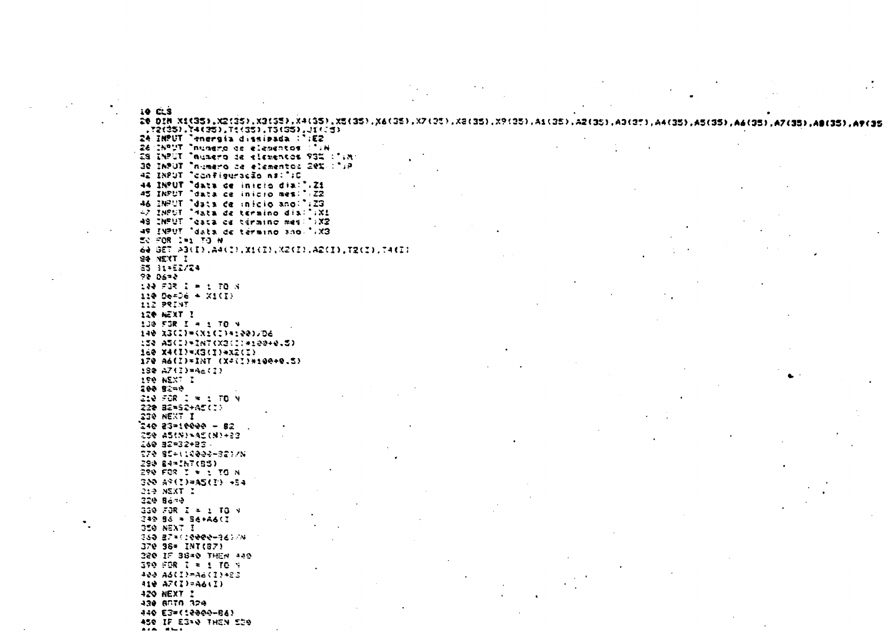```
10 CLS
20 DIM X1(35),X2(35),X3(35),X4(35),X5(35),X6(35),X7(35),X8(35),X9(35),A1(35),A2(35),A3(35),A4(35),A5(35),A6(35),A7(35),A8(35),A9(35
,T2(35),T4(35),T1(35),T3(35),J1(35)
24 INPUT "energia dissipada :";E2
26 INPUT "numero de elementos :";N
28 INPUT "numero de elementos 93% :";M
30 INPUT "numero de elementos 20% :";P
42 INPUT "configuracão ns:";C
44 INPUT "data de inicio dia:";Z1
45 INPUT "data de inicio mes:";Z2
46 INPUT "data de inicio ano:";Z3
47 INPUT "data de término dia:";X1
48 INPUT "data de término mes:";X2
49 INPUT "data de término ano:";X3
50 FOR I=1 TO N
60 GET A3(I),A4(I),X1(I),X2(I),A2(I),T2(I),T4(I)
80 NEXT I
85 J1=E2/24
90 D6=0
100 FOR I = 1 TO N
110 D6=D6 + X1(I)
112 PRINT
120 NEXT I
130 FOR I = 1 TO N
140 X3(I)=(X1(I)*100)/D6
150 A5(I)=INT(X3(I)*100+0.5)
160 X4(I)=X3(I)*X2(I)
170 A6(I)=INT (X4(I)*100+0.5)
180 A7(I)=A6(I)
190 NEXT I
200 B2=0
210 FOR I = 1 TO N
220 B2=B2+A5(I)
230 NEXT I
240 B3=10000 - B2
250 A5(N)=A5(N)+B3
260 B2=B2+B3
270 B5=(10000-B2)/N
280 B4=INT(B5)
290 FOR I = 1 TO N
300 A9(I)=A5(I) +B4
310 NEXT I
320 B6=0
330 FOR I = 1 TO N
340 B6 = B6+A6(I
350 NEXT I
360 B7=(10000-B6)/N
370 B8= INT(B7)
380 IF B8=0 THEN 440
390 FOR I = 1 TO N
400 A6(I)=A6(I)+B8
410 A7(I)=A6(I)
420 NEXT I
430 GOTO 320
440 E3=(10000-B6)
450 IF E3=0 THEN 550
```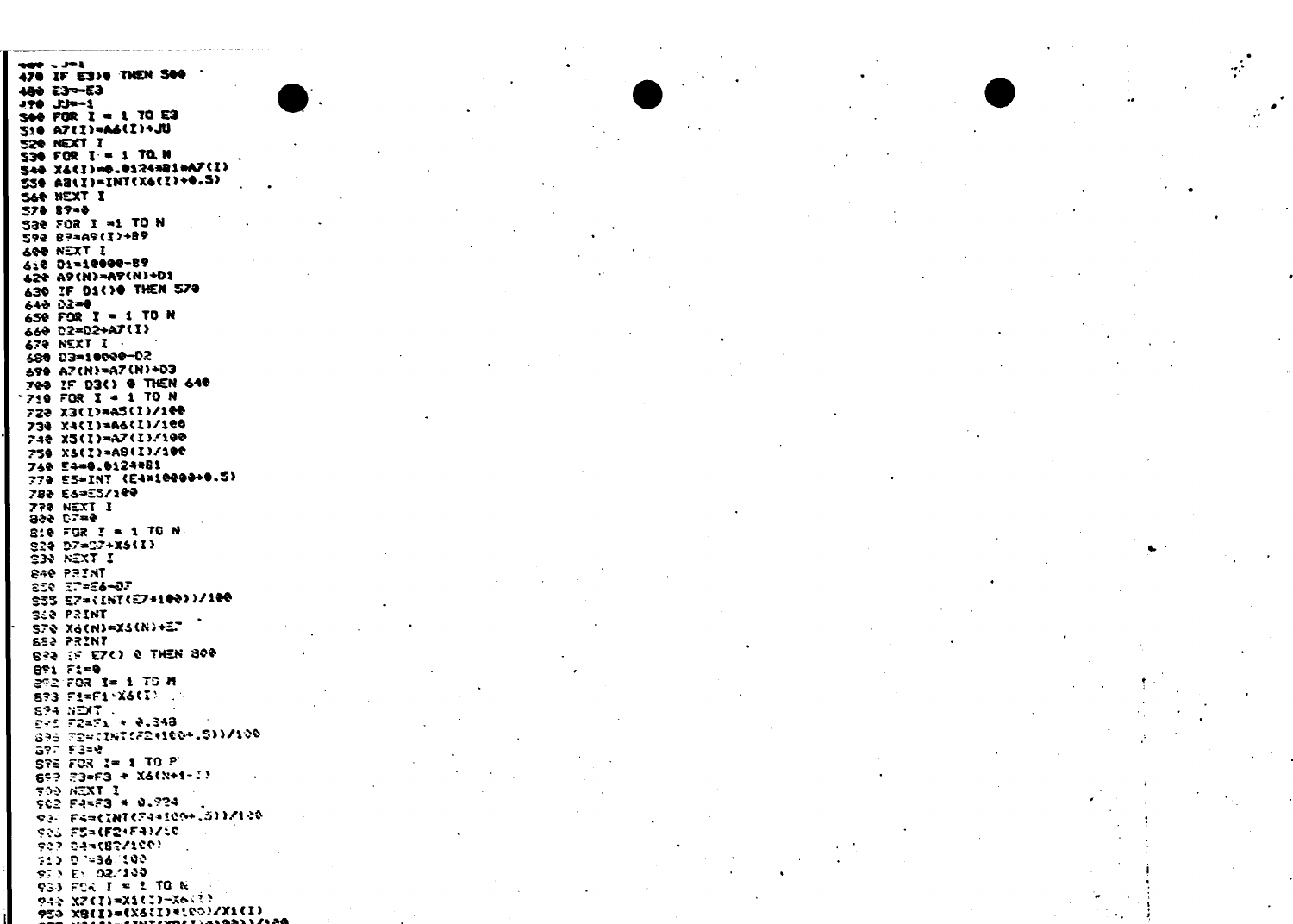```
460 J=1
470 IF E3>0 THEN 500
480 E3=-E3
490 JJ=-1
500 FOR I = 1 TO E3
510 A7(I)=A6(I)+JU
520 NEXT I
530 FOR I = 1 TO N
540 X6(I)=0.0124*B1*A7(I)
550 A8(I)=INT(X6(I)+0.5)
560 NEXT I
570 B9=0
580 FOR I =1 TO N
590 B9=A9(I)+B9
600 NEXT I
610 D1=10000-B9
620 A9(N)=A9(N)+D1
630 IF D1<>0 THEN 570
640 D2=0
650 FOR I = 1 TO N
660 D2=D2+A7(I)
670 NEXT I
680 D3=10000-D2
690 A7(N)=A7(N)+D3
700 IF D3<> 0 THEN 640
710 FOR I = 1 TO N
720 X3(I)=A5(I)/100
730 X4(I)=A6(I)/100
740 X5(I)=A7(I)/100
750 X5(I)=A8(I)/100
760 E4=0.0124*B1
770 E5=INT (E4*10000+0.5)
780 E6=E5/100
790 NEXT I
800 D7=0
810 FOR I = 1 TO N
820 D7=D7+X5(I)
830 NEXT I
840 PRINT
850 E7=E6-D7
855 E7=(INT(E7*100))/100
860 PRINT
870 X6(N)=X5(N)+E7
880 PRINT
890 IF E7<> 0 THEN 800
891 F1=0
892 FOR I= 1 TO M
893 F1=F1+X6(I)
894 NEXT
895 F2=F1 * 0.348
896 F2=(INT(F2*100+.5))/100
897 F3=0
898 FOR I= 1 TO P
899 F3=F3 + X6(N+1-I)
900 NEXT I
902 F4=F3 * 0.934
903 F4=(INT(F4*100+.5))/100
905 F5=(F2+F4)/10
907 D4=(B7/100)
910 D =36 100
920 E= D2/100
930 FOR I = 1 TO N
940 X7(I)=X1(I)-X6(I)
950 X8(I)=(X6(I)*100)/X1(I)
```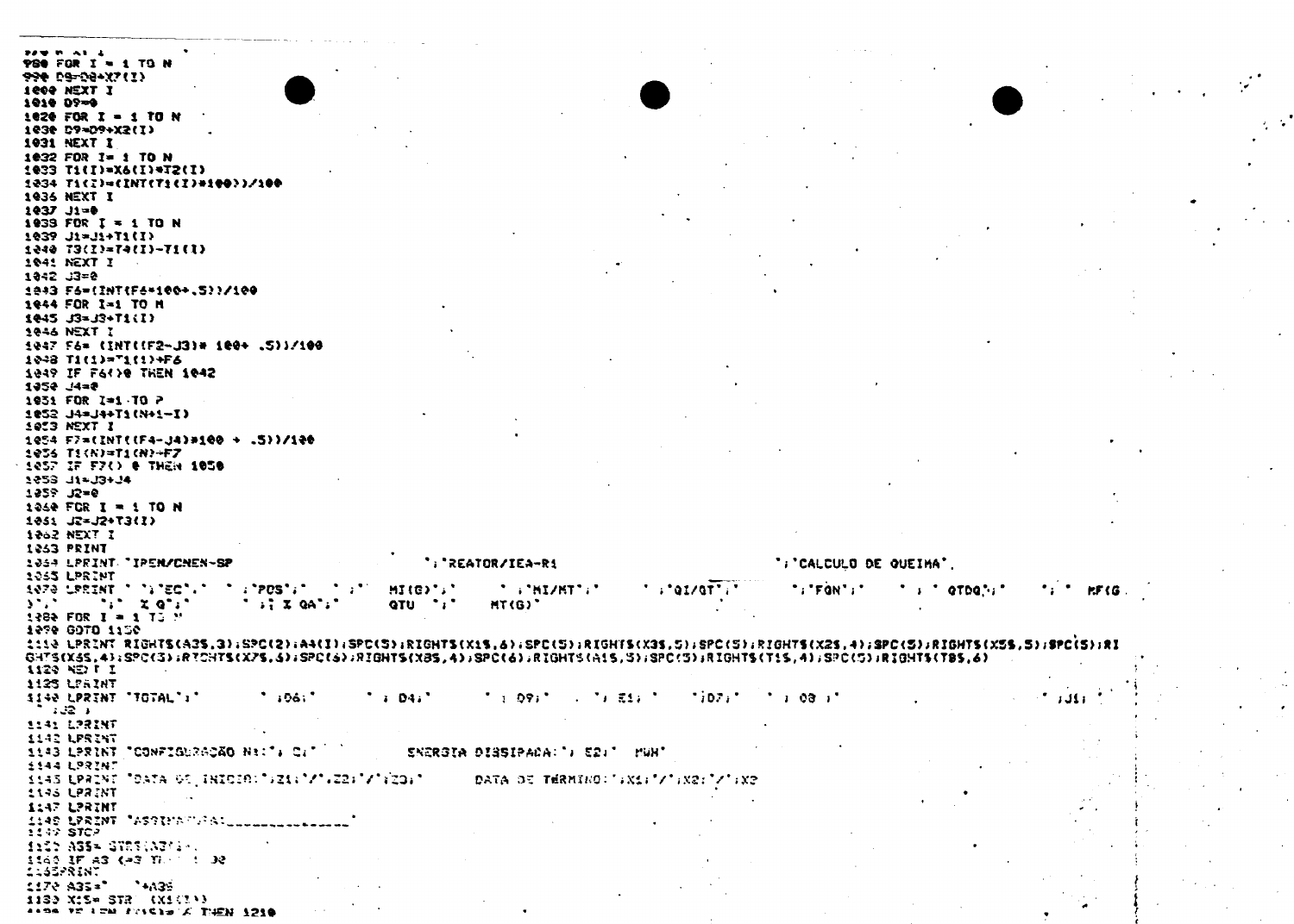```
980 FOR I = 1 TO N
990 D9=D9+X7(I)
1000 NEXT I
1010 D9=0
1020 FOR I = 1 TO N
1030 D9=D9+X2(I)
1031 NEXT I
1032 FOR I= 1 TO N
1033 T1(I)=X6(I)*T2(I)
1034 T1(I)=(INT(T1(I)*100))/100
1036 NEXT I
1037 J1=0
1039 FOR I = 1 TO N
1039 J1=J1+T1(I)
1040 T3(I)=T4(I)-T1(I)
1041 NEXT I
1042 J3=0
1043 F6=(INT(F6*100+.5))/100
1044 FOR I=1 TO M
1045 J3=J3+T1(I)
1046 NEXT I
1047 F6= (INT((F2-J3)* 100+ .5))/100
1048 T1(1)=T1(1)+F6
1049 IF F6<>0 THEN 1042
1050 J4=0
1051 FOR I=1 TO P
1052 J4=J4+T1(N+1-I)
1053 NEXT I
1054 F7=(INT((F4-J4)*100 + .5))/100
1056 T1(N)=T1(N)+F7
1057 IF F7<> 0 THEN 1050
1058 J1=J3+J4
1059 J2=0
1060 FOR I = 1 TO N
1061 J2=J2+T3(I)
1062 NEXT I
1063 PRINT
1064 LPRINT "IPEN/CNEN-SP                    ";"REATOR/IEA-R1                    ";"CALCULO DE QUEIMA".
1065 LPRINT
1070 LPRINT " ";"EC";"  ";"POS";"  ";"  MI(G)";"     ";"MI/MT";"     ";"QI/QT";"     ";"FQN";"   ";" QTDQ";"   ";" MF(G
)";"  ";"  % Q";"  ";"% QA";"    QTU  ";"    MT(G)"
1080 FOR I = 1 TO N
1090 GOTO 1150
1110 LPRINT RIGHT$(A3$,3);SPC(2);A4(I);SPC(5);RIGHT$(X1$,6);SPC(5);RIGHT$(X3$,5);SPC(5);RIGHT$(X2$,4);SPC(5);RIGHT$(X5$,5);SPC(5);RI
GHT$(X6$,4);SPC(3);RIGHT$(X7$,5);SPC(6);RIGHT$(X8$,4);SPC(6);RIGHT$(A1$,5);SPC(5);RIGHT$(T1$,4);SPC(5);RIGHT$(T8$,6)
1120 NEXT I
1125 LPRINT
1140 LPRINT "TOTAL";"      ";D6;"    ";D4;"    ";D9;"    ";E1;"   ";D7;"   ";D8;"    ";J1;"
 ";J2
1141 LPRINT
1142 LPRINT
1143 LPRINT "CONFIGURACAO N:";C;"           ENERGIA DISSIPADA:";E2;" MWH"
1144 LPRINT
1145 LPRINT "DATA DE INICIO:";Z1;"/";Z2;"/";Z3;"      DATA DE TERMINO:";X1;"/";X2;"/";X3
1146 LPRINT
1147 LPRINT
1148 LPRINT "ASSINATURA:______________"
1149 STOP
1150 A3$= STR$(A3(I))
1160 IF A3 <=9 THEN 1190
1165PRINT
1170 A3$="  "+A3$
1180 X1$= STR$(X1(I))
1190 IF LEN(X1$)= 6 THEN 1210
```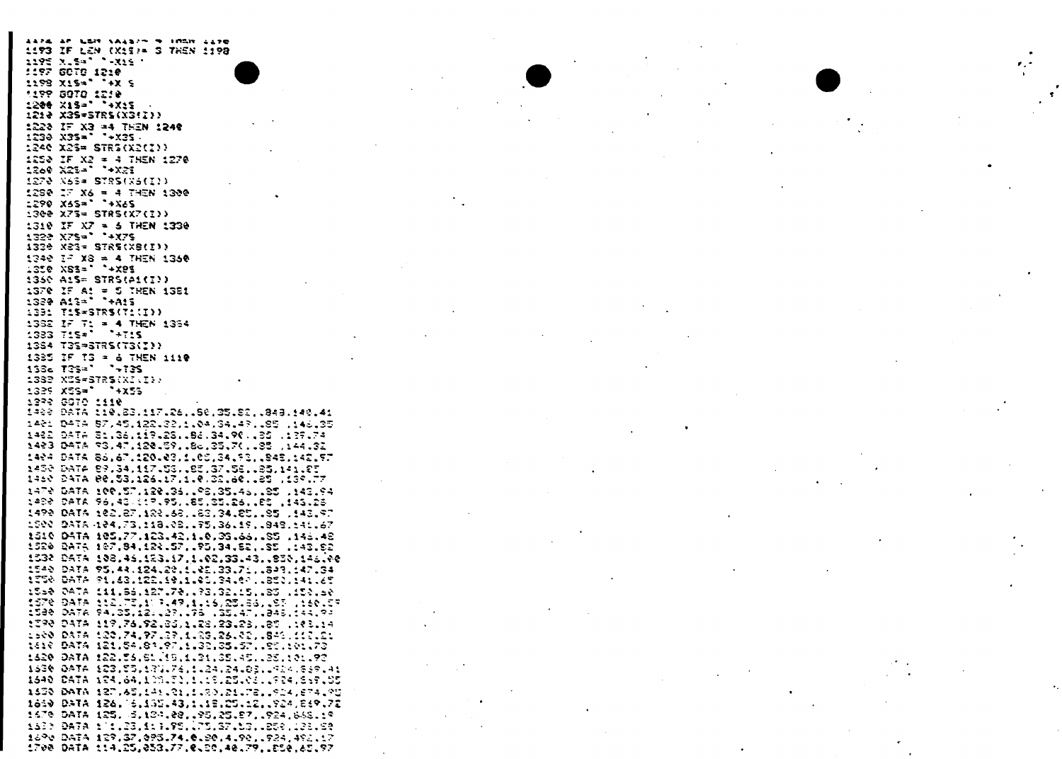```
1192 IF LEN (X1$)= 4 THEN 1198
1193 IF LEN (X1$)= 3 THEN 1198
1195 X1$=" "+X1$
1197 GOTO 1210
1198 X1$=" "+X1$
1199 GOTO 1210
1200 X1$=" "+X1$
1210 X3$=STR$(X3(I))
1220 IF X3 =4 THEN 1240
1230 X3$=" "+X3$
1240 X2$= STR$(X2(I))
1250 IF X2 = 4 THEN 1270
1260 X2$=" "+X2$
1270 X6$= STR$(X6(I))
1290 IF X6 = 4 THEN 1300
1290 X6$=" "+X6$
1300 X7$= STR$(X7(I))
1310 IF X7 = 5 THEN 1330
1320 X7$=" "+X7$
1330 X8$= STR$(X8(I))
1340 IF X8 = 4 THEN 1360
1350 X8$=" "+X8$
1360 A1$= STR$(A1(I))
1370 IF A1 = 5 THEN 1381
1380 A1$=" "+A1$
1381 T1$=STR$(T1(I))
1382 IF T1 = 4 THEN 1384
1383 T1$="  "+T1$
1384 T3$=STR$(T3(I))
1385 IF T3 = 6 THEN 1110
1386 T3$="  "+T3$
1388 X5$=STR$(X5(I))
1389 X5$="  "+X5$
1390 GOTO 1110
1400 DATA 110,23,117.26,.50,35.82,.849,140.41
1401 DATA 87,45,122.32,1.04,34.47,.85 ,146.35
1402 DATA 81,36,119.25,.86,34.90,.85 ,139.74
1403 DATA 93,47,120.59,.86,35.70,.85 ,144.32
1404 DATA 86,67,120.03,1.05,34.93,.845,142.97
1450 DATA 89,34,117.53,.85,37.58,.85,141.87
1460 DATA 88,53,126.17,1.0,32.60,.85 ,139.77
1470 DATA 100,57,120.36,.98,35.45,.85 ,143.94
1480 DATA 96,42,119.95,.85,35.26,.85 ,145.25
1490 DATA 102,87,122.68,.83,34.85,.85 ,143.97
1500 DATA 104,73,118.08,.75,36.19,.848,141.67
1510 DATA 105,77,123.42,1.0,35.66,.85 ,145.48
1520 DATA 107,84,124.57,.95,34.82,.85 ,143.92
1530 DATA 108,46,123.17,1.02,33.43,.850,146.00
1540 DATA 95,44,124.20,1.25,33.71,.849,147.34
1550 DATA 91,63,122.19,1.05,34.60,.850,141.65
1560 DATA 111,56,127.70,.73,32.15,.85 ,150.50
1570 DATA 112,75,1?3.49,1.16,35.56,.85 ,150.59
1580 DATA 94,25,12?.37,.75 ,35.47,.848,144.9?
1590 DATA 119,76,92.33,1.28,23.23,.85 ,103.14
1600 DATA 120,74,97.39,1.35,26.02,.845,112.21
1610 DATA 121,54,81.97,1.30,35.57,.85,101.73
1620 DATA 122,56,81.15,1.21,35.45,.85,101.92
1630 DATA 123,55,131.74,1.24,24.02,.924,559.41
1640 DATA 124,64,135.53,1.15,25.0?,.924,559.55
1650 DATA 127,45,141.21,1.30,21.72,.924,574.90
1660 DATA 126,?5,132.43,1.15,25.12,.924,549.72
1670 DATA 125,?5,134.08,.95,25.87,.924,566.19
1680 DATA 1?1,23,111.95,.75,37.53,.850,135.59
1690 DATA 129,37,093.74,0.80,4.90,.924,492.17
1700 DATA 114,25,053.77,0.55,40.79,.850,65.97
```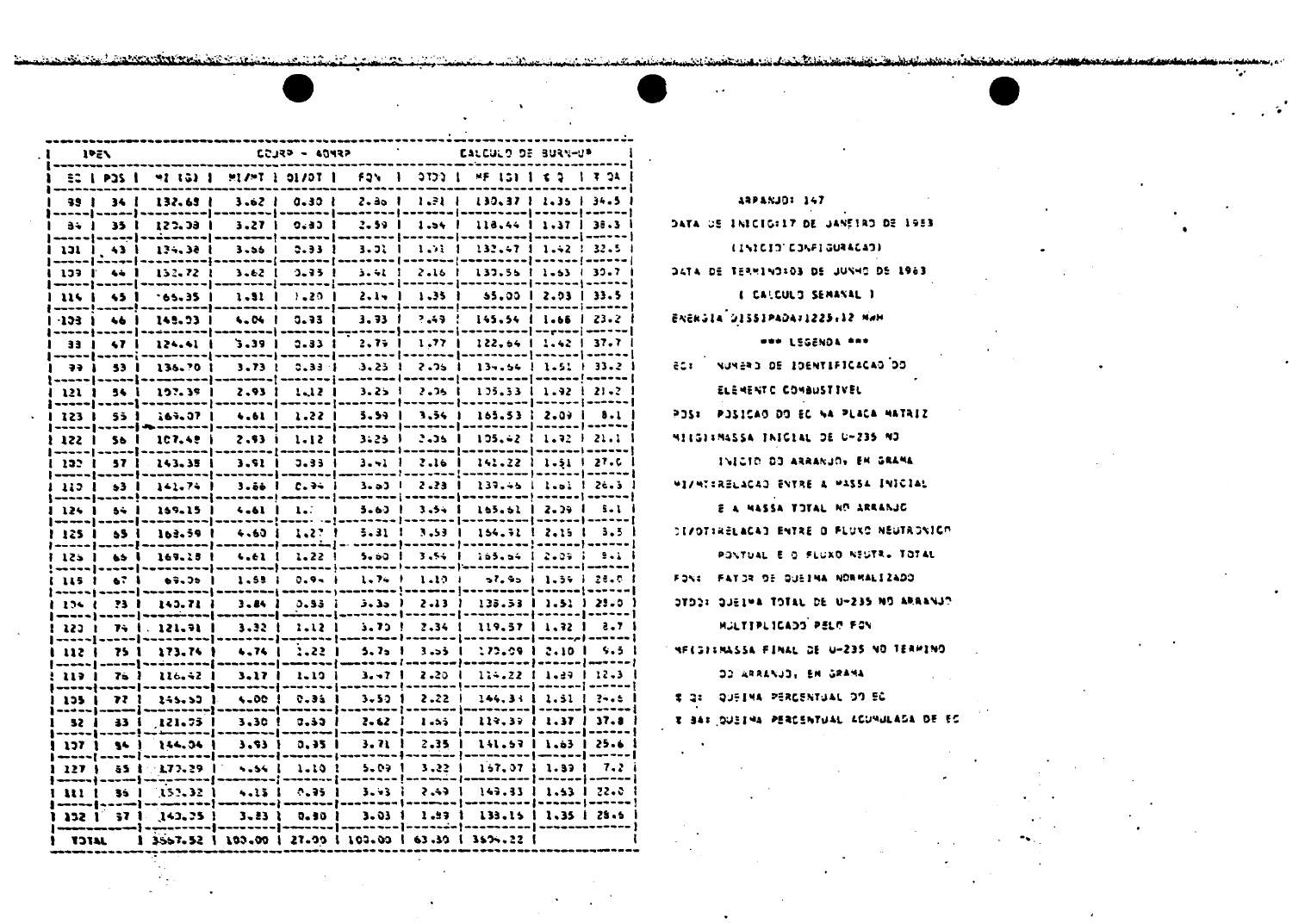| IPEN | | COURP - 40NRP | | | | CALCULO DE BURN-UP | | | |
|---|---|---|---|---|---|---|---|---|---|
| EC | POS | MI (G) | MI/MT | OI/OT | FQN | QTDQ | MF (G) | % Q | % QA |
| 99 | 34 | 132.69 | 3.62 | 0.30 | 2.86 | 1.31 | 130.37 | 1.35 | 34.5 |
| 84 | 35 | 120.08 | 3.27 | 0.30 | 2.59 | 1.64 | 118.44 | 1.37 | 38.3 |
| 131 | 43 | 134.38 | 3.66 | 0.33 | 3.31 | 1.91 | 132.47 | 1.42 | 32.5 |
| 139 | 44 | 152.72 | 3.62 | 0.35 | 3.41 | 2.16 | 130.56 | 1.63 | 30.7 |
| 114 | 45 | 65.35 | 1.81 | 1.20 | 2.14 | 1.35 | 65.00 | 2.03 | 33.5 |
| 103 | 46 | 148.03 | 4.04 | 0.33 | 3.93 | 2.49 | 145.54 | 1.66 | 23.2 |
| 33 | 47 | 124.41 | 3.39 | 0.33 | 2.79 | 1.77 | 122.64 | 1.42 | 37.7 |
| 99 | 53 | 136.70 | 3.73 | 0.33 | 3.25 | 2.06 | 134.64 | 1.51 | 33.2 |
| 121 | 54 | 107.39 | 2.93 | 1.12 | 3.25 | 2.06 | 105.33 | 1.92 | 21.2 |
| 123 | 55 | 169.07 | 4.61 | 1.22 | 5.59 | 3.54 | 165.53 | 2.09 | 8.1 |
| 122 | 56 | 107.48 | 2.93 | 1.12 | 3.25 | 2.06 | 105.42 | 1.92 | 21.1 |
| 132 | 57 | 143.38 | 3.91 | 0.33 | 3.41 | 2.16 | 141.22 | 1.51 | 27.0 |
| 110 | 63 | 141.74 | 3.86 | 0.94 | 3.63 | 2.28 | 139.46 | 1.61 | 26.3 |
| 124 | 64 | 169.15 | 4.61 | 1.22 | 5.60 | 3.54 | 165.61 | 2.09 | 5.1 |
| 125 | 65 | 168.59 | 4.60 | 1.27 | 5.31 | 3.53 | 164.91 | 2.15 | 3.5 |
| 126 | 66 | 169.18 | 4.61 | 1.22 | 5.60 | 3.54 | 165.64 | 2.09 | 5.1 |
| 115 | 67 | 69.06 | 1.58 | 0.94 | 1.74 | 1.10 | 67.96 | 1.59 | 28.0 |
| 134 | 73 | 140.71 | 3.84 | 0.33 | 3.36 | 2.13 | 138.53 | 1.51 | 28.0 |
| 120 | 74 | 121.91 | 3.32 | 1.12 | 3.70 | 2.34 | 119.57 | 1.92 | 8.7 |
| 112 | 75 | 173.74 | 4.74 | 1.22 | 5.75 | 3.65 | 170.09 | 2.10 | 9.5 |
| 119 | 76 | 116.42 | 3.17 | 1.10 | 3.47 | 2.20 | 114.22 | 1.89 | 12.3 |
| 135 | 77 | 146.50 | 4.00 | 0.35 | 3.50 | 2.22 | 144.33 | 1.51 | 24.6 |
| 92 | 83 | 121.05 | 3.30 | 0.30 | 2.62 | 1.66 | 119.39 | 1.37 | 37.8 |
| 137 | 84 | 144.04 | 3.93 | 0.35 | 3.71 | 2.35 | 141.69 | 1.63 | 25.6 |
| 127 | 85 | 170.29 | 4.64 | 1.10 | 5.09 | 3.22 | 167.07 | 1.89 | 7.2 |
| 111 | 86 | 151.32 | 4.13 | 0.35 | 3.93 | 2.49 | 149.33 | 1.63 | 22.0 |
| 152 | 87 | 140.35 | 3.83 | 0.30 | 3.03 | 1.89 | 138.16 | 1.35 | 28.6 |
| TOTAL | | 3667.52 | 100.00 | 27.00 | 100.00 | 63.30 | 3604.22 | | |

ARRANJO: 147

DATA DE INICIO:17 DE JANEIRO DE 1983

(INICIO CONFIGURACAO)

DATA DE TERMINO:03 DE JUNHO DE 1983

( CALCULO SEMANAL )

ENERGIA DISSIPADA:1225.12 MWH

*** LEGENDA ***

EC: NUMERO DE IDENTIFICACAO DO ELEMENTO COMBUSTIVEL

POS: POSICAO DO EC NA PLACA MATRIZ

MI(G):MASSA INICIAL DE U-235 NO INICIO DO ARRANJO, EM GRAMA

MI/MT:RELACAO ENTRE A MASSA INICIAL E A MASSA TOTAL NO ARRANJO

OI/OT:RELACAO ENTRE O FLUXO NEUTRONICO PONTUAL E O FLUXO NEUTR. TOTAL

FQN: FATOR DE QUEIMA NORMALIZADO

QTDQ: QUEIMA TOTAL DE U-235 NO ARRANJO MULTIPLICADO PELO FQN

MF(G):MASSA FINAL DE U-235 NO TERMINO DO ARRANJO, EM GRAMA

% Q: QUEIMA PERCENTUAL DO EC

% QA: QUEIMA PERCENTUAL ACUMULADA DE EC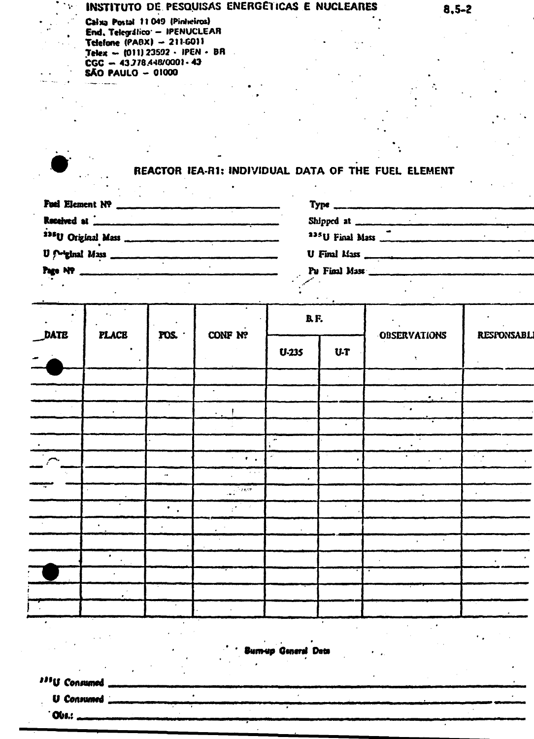INSTITUTO DE PESQUISAS ENERGÉTICAS E NUCLEARES

8.5-2

Caixa Postal 11 049 (Pinheiros)
End. Telegráfico – IPENUCLEAR
Telefone (PABX) – 211-6011
Telex – (011) 23592 - IPEN - BR
CGC – 43.778.448/0001-43
SÃO PAULO – 01000

## REACTOR IEA-R1: INDIVIDUAL DATA OF THE FUEL ELEMENT

Fuel Element Nº ____________________ Type ____________________

Received at ____________________ Shipped at ____________________

$^{235}$U Original Mass ____________________ $^{235}$U Final Mass ____________________

U Original Mass ____________________ U Final Mass ____________________

Page Nº ____________________ Pu Final Mass ____________________

| DATE | PLACE | POS. | CONF Nº | B.F. | | OBSERVATIONS | RESPONSABLE |
|---|---|---|---|---|---|---|---|
| | | | | U-235 | U-T | | |
| | | | | | | | |
| | | | | | | | |
| | | | | | | | |
| | | | | | | | |
| | | | | | | | |
| | | | | | | | |
| | | | | | | | |
| | | | | | | | |
| | | | | | | | |
| | | | | | | | |
| | | | | | | | |
| | | | | | | | |
| | | | | | | | |
| | | | | | | | |

**Burn-up General Data**

**$^{235}$U Consumed** ____________________

**U Consumed** ____________________

**Obs.:** ____________________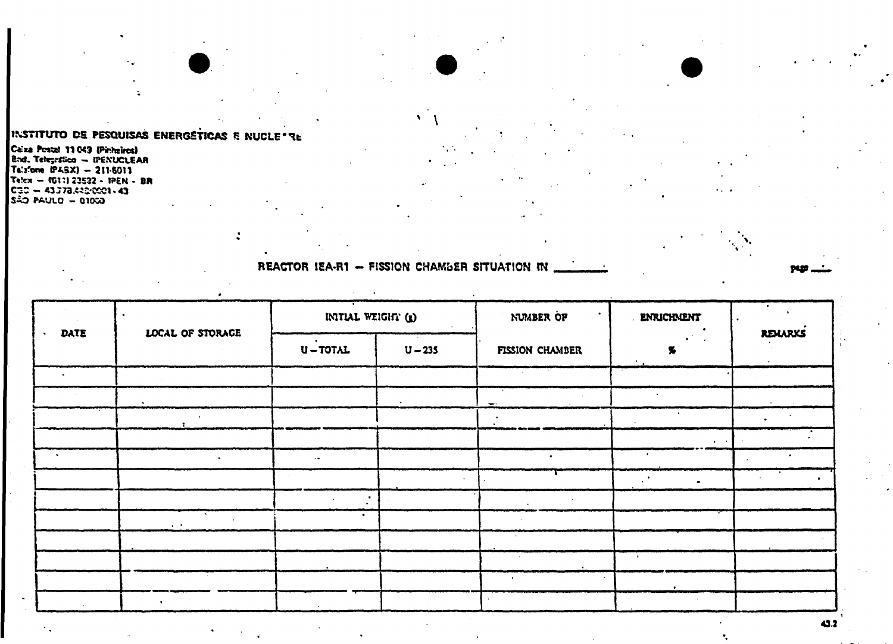INSTITUTO DE PESQUISAS ENERGÉTICAS E NUCLEARES

Caixa Postal 11 043 (Pinheiros)
End. Telegráfico — IPENUCLEAR
Telefone (PABX) — 211-6011
Telex — (011) 23592 - IPEN - BR
CGC — 43.778.442/0001-43
SÃO PAULO — 01000

REACTOR IEA-R1 — FISSION CHAMBER SITUATION IN ________ page ___

| DATE | LOCAL OF STORAGE | INITIAL WEIGHT (g) | | NUMBER OF FISSION CHAMBER | ENRICHMENT % | REMARKS |
|---|---|---|---|---|---|---|
| | | U – TOTAL | U – 235 | | | |
| | | | | | | |
| | | | | | | |
| | | | | | | |
| | | | | | | |
| | | | | | | |
| | | | | | | |
| | | | | | | |
| | | | | | | |
| | | | | | | |
| | | | | | | |
| | | | | | | |
| | | | | | | |

43.2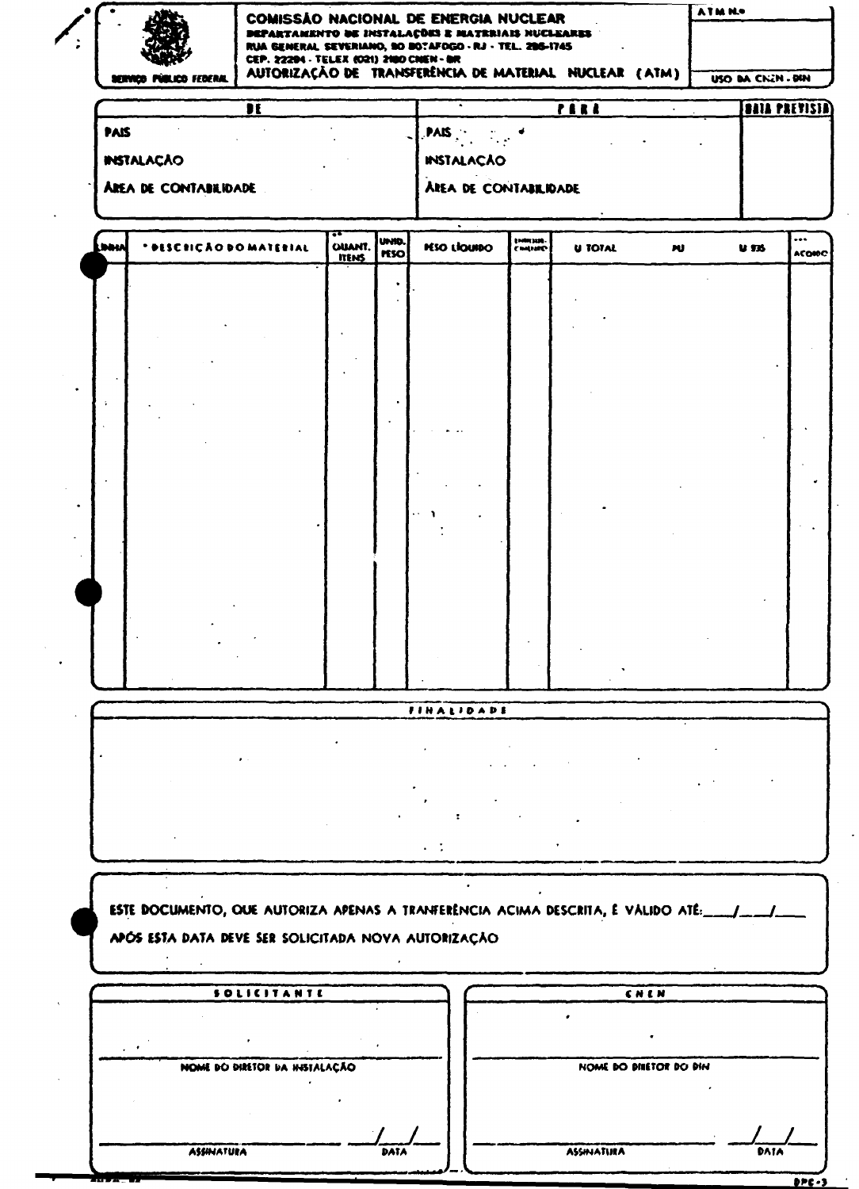SERVIÇO PÚBLICO FEDERAL

# COMISSÃO NACIONAL DE ENERGIA NUCLEAR

**DEPARTAMENTO DE INSTALAÇÕES E MATERIAIS NUCLEARES**

RUA GENERAL SEVERIANO, 90 BOTAFOGO - RJ - TEL. 295-1745

CEP. 22294 - TELEX (021) 2180 CNEN - BR

## AUTORIZAÇÃO DE TRANSFERÊNCIA DE MATERIAL NUCLEAR (ATM)

ATM Nº

USO DA CNEN - DIN

| DE | PARA | DATA PREVISTA |
|---|---|---|
| PAIS | PAIS | |
| INSTALAÇÃO | INSTALAÇÃO | |
| ÁREA DE CONTABILIDADE | ÁREA DE CONTABILIDADE | |

| LINHA | * DESCRIÇÃO DO MATERIAL | ** QUANT. ITENS | UNID. PESO | PESO LÍQUIDO | ENRIQUE-CIMENTO | U TOTAL | PU | U 235 | *** ACORDO |
|---|---|---|---|---|---|---|---|---|---|
| | | | | | | | | | |

**FINALIDADE**

ESTE DOCUMENTO, QUE AUTORIZA APENAS A TRANFERÊNCIA ACIMA DESCRITA, É VÁLIDO ATÉ: ___/___/___

APÓS ESTA DATA DEVE SER SOLICITADA NOVA AUTORIZAÇÃO

| SOLICITANTE | CNEN |
|---|---|
| NOME DO DIRETOR DA INSTALAÇÃO | NOME DO DIRETOR DO DIN |
| ASSINATURA ___/___/___ DATA | ASSINATURA ___/___/___ DATA |

DPE-3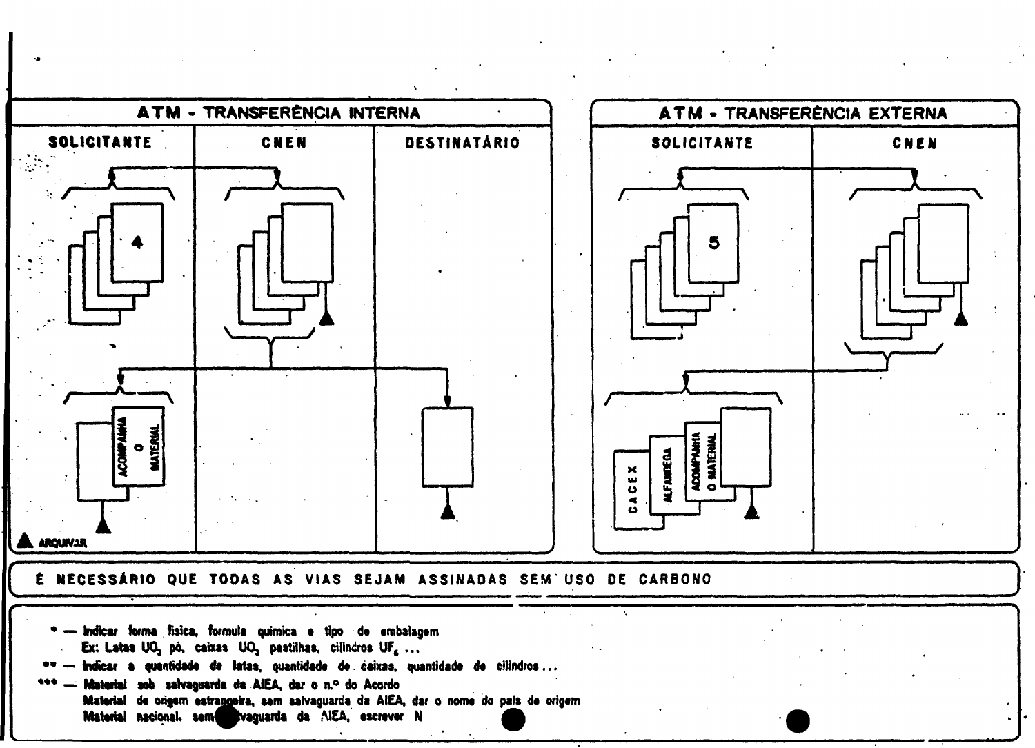## ATM - TRANSFERÊNCIA INTERNA

| SOLICITANTE | CNEN | DESTINATÁRIO |
| --- | --- | --- |
| 4 | | |
| ACOMPANHA O MATERIAL | | |

▲ ARQUIVAR

## ATM - TRANSFERÊNCIA EXTERNA

| SOLICITANTE | CNEN |
| --- | --- |
| 5 | |
| CACEX / ALFANDEGA / ACOMPANHA O MATERIAL | |

**É NECESSÁRIO QUE TODAS AS VIAS SEJAM ASSINADAS SEM USO DE CARBONO**

\* — Indicar forma física, formula química e tipo de embalagem
Ex: Latas $UO_2$ pó, caixas $UO_2$ pastilhas, cilindros $UF_6$ ...

\*\* — Indicar a quantidade de latas, quantidade de caixas, quantidade de cilindros ...

\*\*\* — Material sob salvaguarda da AIEA, dar o n.º do Acordo
Material de origem estrangeira, sem salvaguarda da AIEA, dar o nome do país de origem
Material nacional, sem salvaguarda da AIEA, escrever N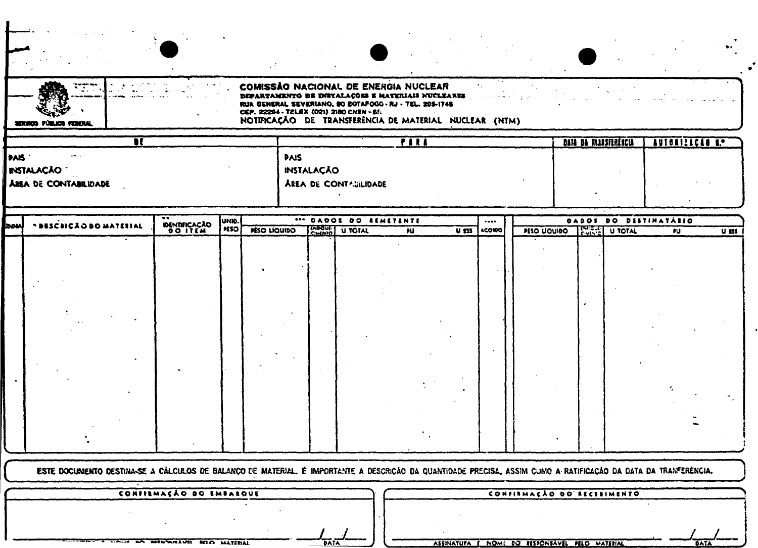SERVIÇO PÚBLICO FEDERAL

**COMISSÃO NACIONAL DE ENERGIA NUCLEAR**

**DEPARTAMENTO DE INSTALAÇÕES E MATERIAIS NUCLEARES**

RUA GENERAL SEVERIANO, 90 BOTAFOGO - RJ - TEL. 295-1745

CEP. 22294 - TELEX (021) 2180 CNEN - BR

**NOTIFICAÇÃO DE TRANSFERÊNCIA DE MATERIAL NUCLEAR (NTM)**

| DE | PARA | DATA DA TRANSFERÊNCIA | AUTORIZAÇÃO N.° |
|---|---|---|---|
| PAIS<br>INSTALAÇÃO<br>ÁREA DE CONTABILIDADE | PAIS<br>INSTALAÇÃO<br>ÁREA DE CONTABILIDADE | | |

| LINHA | * DESCRIÇÃO DO MATERIAL | ** IDENTIFICAÇÃO DO ITEM | UNID. PESO | *** DADOS DO REMETENTE | | | | | **** ACORDO | DADOS DO DESTINATÁRIO | | | | |
|---|---|---|---|---|---|---|---|---|---|---|---|---|---|---|
| | | | | PESO LÍQUIDO | ENRIQUECIMENTO | U TOTAL | PU | U 235 | | PESO LÍQUIDO | ENRIQUECIMENTO | U TOTAL | PU | U 235 |
| | | | | | | | | | | | | | | |

ESTE DOCUMENTO DESTINA-SE A CÁLCULOS DE BALANÇO DE MATERIAL, É IMPORTANTE A DESCRIÇÃO DA QUANTIDADE PRECISA, ASSIM COMO A RATIFICAÇÃO DA DATA DA TRANFERÊNCIA.

| CONFIRMAÇÃO DO EMBARQUE | | CONFIRMAÇÃO DO RECEBIMENTO | |
|---|---|---|---|
| ASSINATURA E NOME DO RESPONSÁVEL PELO MATERIAL | \_\_/\_\_/\_\_ DATA | ASSINATURA E NOME DO RESPONSÁVEL PELO MATERIAL | \_\_/\_\_/\_\_ DATA |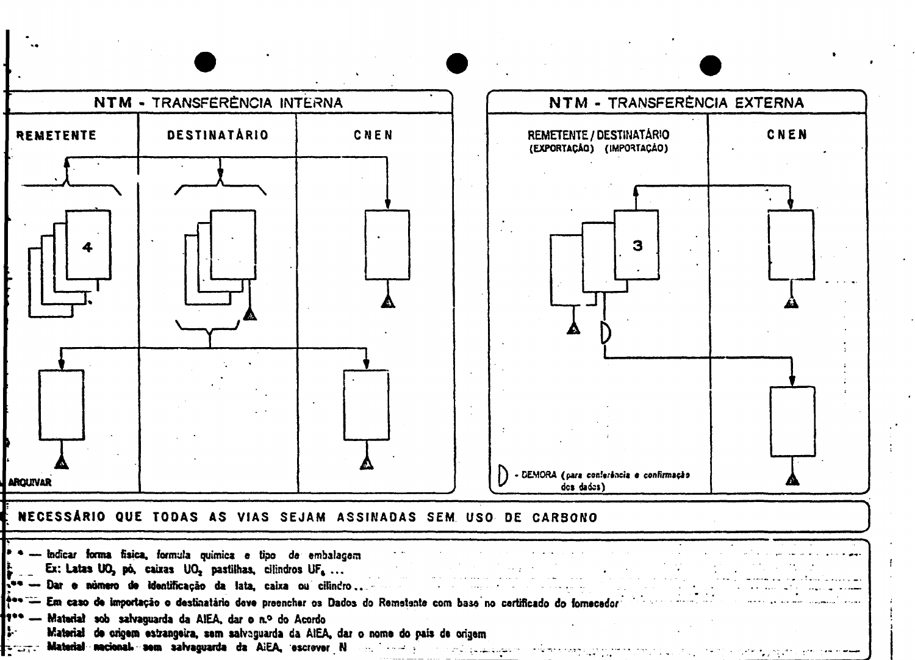## NTM - TRANSFERÊNCIA INTERNA

| REMETENTE | DESTINATÁRIO | CNEN |
|---|---|---|
| 4 | | |
| ARQUIVAR | | |

## NTM - TRANSFERÊNCIA EXTERNA

| REMETENTE / DESTINATÁRIO (EXPORTAÇÃO) (IMPORTAÇÃO) | CNEN |
|---|---|
| 3 | |

D - DEMORA (para conferência e confirmação dos dados)

**É NECESSÁRIO QUE TODAS AS VIAS SEJAM ASSINADAS SEM USO DE CARBONO**

\* — Indicar forma física, formula química e tipo de embalagem
Ex: Latas $UO_2$ pó, caixas $UO_2$ pastilhas, cilindros $UF_6$ ...

\*\* — Dar o número de identificação da lata, caixa ou cilindro...

\*\*\* — Em caso de importação o destinatário deve preencher os Dados do Remetente com base no certificado do fornecedor

\*\*\*\* — Material sob salvaguarda da AIEA, dar o n.º do Acordo
Material de origem estrangeira, sem salvaguarda da AIEA, dar o nome do país de origem
Material nacional, sem salvaguarda da AIEA, escrever N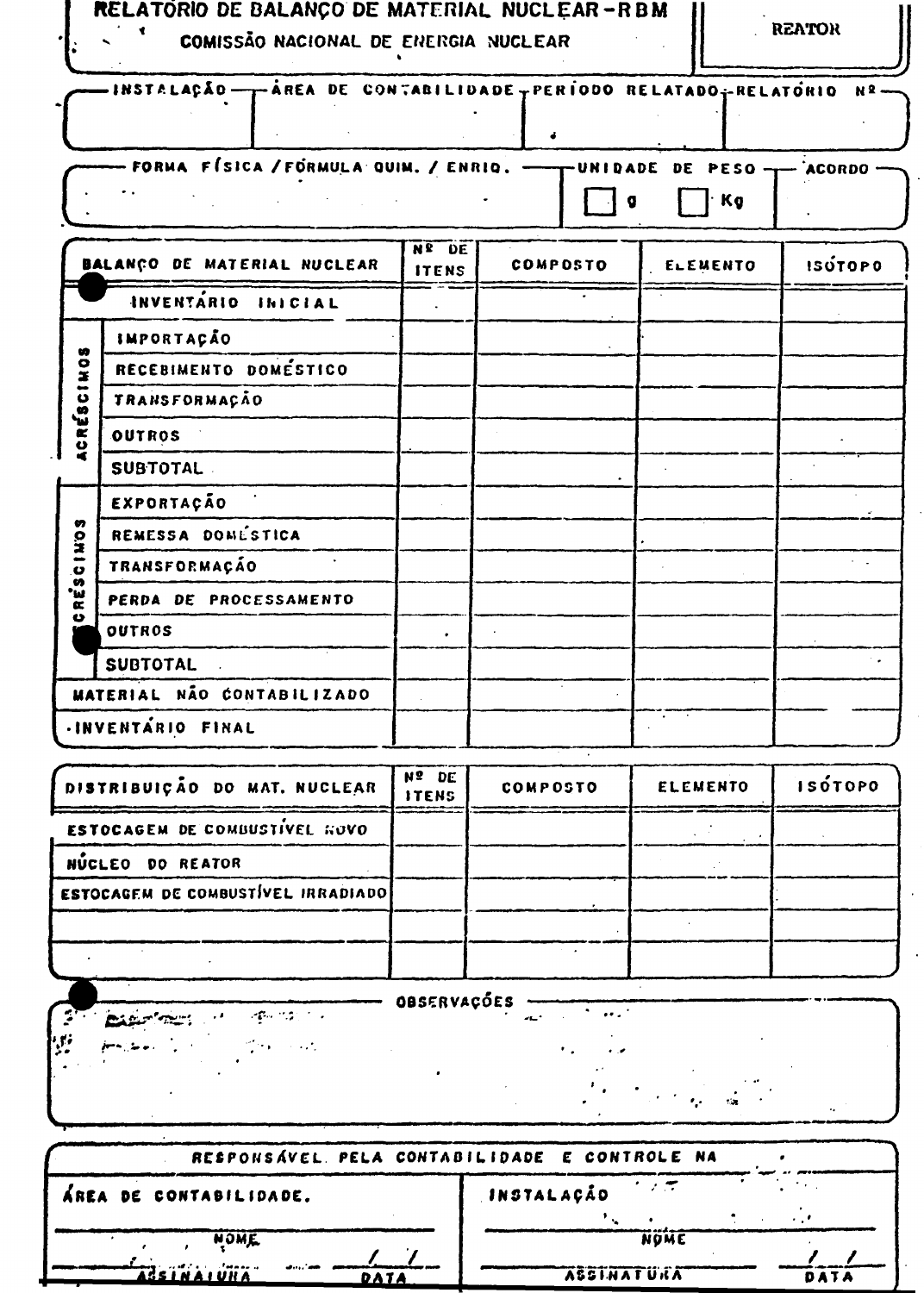# RELATÓRIO DE BALANÇO DE MATERIAL NUCLEAR - RBM

COMISSÃO NACIONAL DE ENERGIA NUCLEAR

**REATOR**

| INSTALAÇÃO | ÁREA DE CONTABILIDADE | PERÍODO RELATADO | RELATÓRIO Nº |
|---|---|---|---|
| | | | |

| FORMA FÍSICA / FÓRMULA QUIM. / ENRIQ. | UNIDADE DE PESO | ACORDO |
|---|---|---|
| | ☐ g ☐ Kg | |

| BALANÇO DE MATERIAL NUCLEAR | | Nº DE ITENS | COMPOSTO | ELEMENTO | ISÓTOPO |
|---|---|---|---|---|---|
| INVENTÁRIO INICIAL | | | | | |
| ACRÉSCIMOS | IMPORTAÇÃO | | | | |
| | RECEBIMENTO DOMÉSTICO | | | | |
| | TRANSFORMAÇÃO | | | | |
| | OUTROS | | | | |
| | SUBTOTAL | | | | |
| DECRÉSCIMOS | EXPORTAÇÃO | | | | |
| | REMESSA DOMÉSTICA | | | | |
| | TRANSFORMAÇÃO | | | | |
| | PERDA DE PROCESSAMENTO | | | | |
| | OUTROS | | | | |
| | SUBTOTAL | | | | |
| MATERIAL NÃO CONTABILIZADO | | | | | |
| INVENTÁRIO FINAL | | | | | |

| DISTRIBUIÇÃO DO MAT. NUCLEAR | Nº DE ITENS | COMPOSTO | ELEMENTO | ISÓTOPO |
|---|---|---|---|---|
| ESTOCAGEM DE COMBUSTÍVEL NOVO | | | | |
| NÚCLEO DO REATOR | | | | |
| ESTOCAGEM DE COMBUSTÍVEL IRRADIADO | | | | |
| | | | | |
| | | | | |

**OBSERVAÇÕES**

**RESPONSÁVEL PELA CONTABILIDADE E CONTROLE NA**

| ÁREA DE CONTABILIDADE. | INSTALAÇÃO |
|---|---|
| NOME | NOME |
| ASSINATURA — DATA / / | ASSINATURA — DATA / / |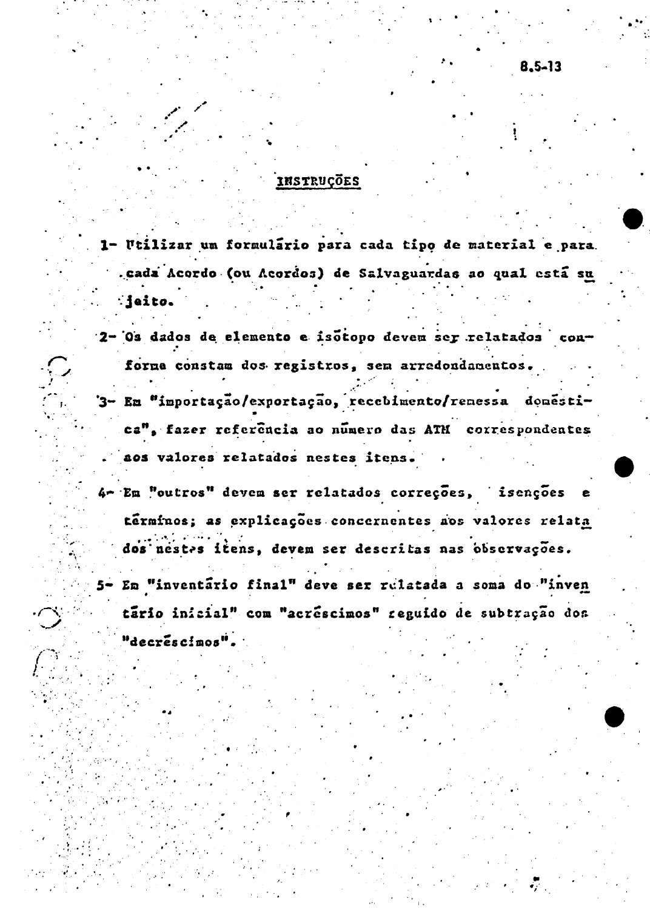## INSTRUÇÕES

1- Utilizar um formulário para cada tipo de material e para cada Acordo (ou Acordos) de Salvaguardas ao qual está sujeito.

2- Os dados de elemento e isótopo devem ser relatados conforme constam dos registros, sem arredondamentos.

3- Em "importação/exportação, recebimento/remessa doméstica", fazer referência ao número das ATM correspondentes aos valores relatados nestes itens.

4- Em "outros" devem ser relatados correções, isenções e términos; as explicações concernentes aos valores relatados nestes itens, devem ser descritas nas observações.

5- Em "inventário final" deve ser relatada a soma do "inventário inicial" com "acréscimos" seguido de subtração dos "decréscimos".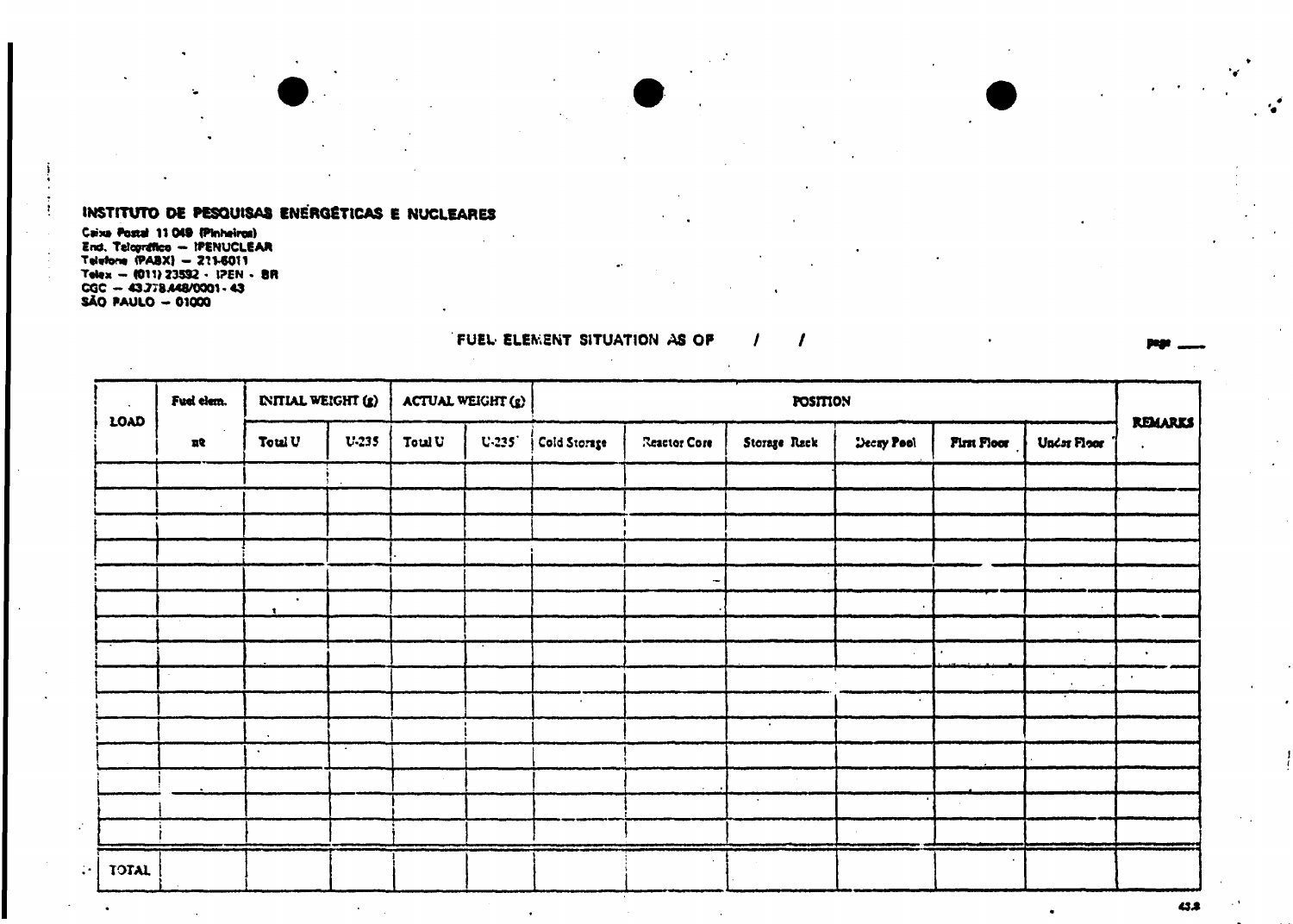**INSTITUTO DE PESQUISAS ENERGÉTICAS E NUCLEARES**

Caixa Postal 11 049 (Pinheiros)
End. Telegráfico — IPENUCLEAR
Telefone (PABX) — 211-6011
Telex — (011) 23592 - IPEN - BR
CGC — 43.778.448/0001-43
SÃO PAULO — 01000

FUEL ELEMENT SITUATION AS OF / /

page ___

| LOAD | Fuel elem. nº | INITIAL WEIGHT (g) | | ACTUAL WEIGHT (g) | | POSITION | | | | | | REMARKS |
|---|---|---|---|---|---|---|---|---|---|---|---|---|
| | | Total U | U-235 | Total U | U-235 | Cold Storage | Reactor Core | Storage Rack | Decay Pool | First Floor | Under Floor | |
| | | | | | | | | | | | | |
| | | | | | | | | | | | | |
| | | | | | | | | | | | | |
| | | | | | | | | | | | | |
| | | | | | | | | | | | | |
| | | | | | | | | | | | | |
| | | | | | | | | | | | | |
| | | | | | | | | | | | | |
| | | | | | | | | | | | | |
| | | | | | | | | | | | | |
| | | | | | | | | | | | | |
| | | | | | | | | | | | | |
| | | | | | | | | | | | | |
| | | | | | | | | | | | | |
| | | | | | | | | | | | | |
| TOTAL | | | | | | | | | | | | |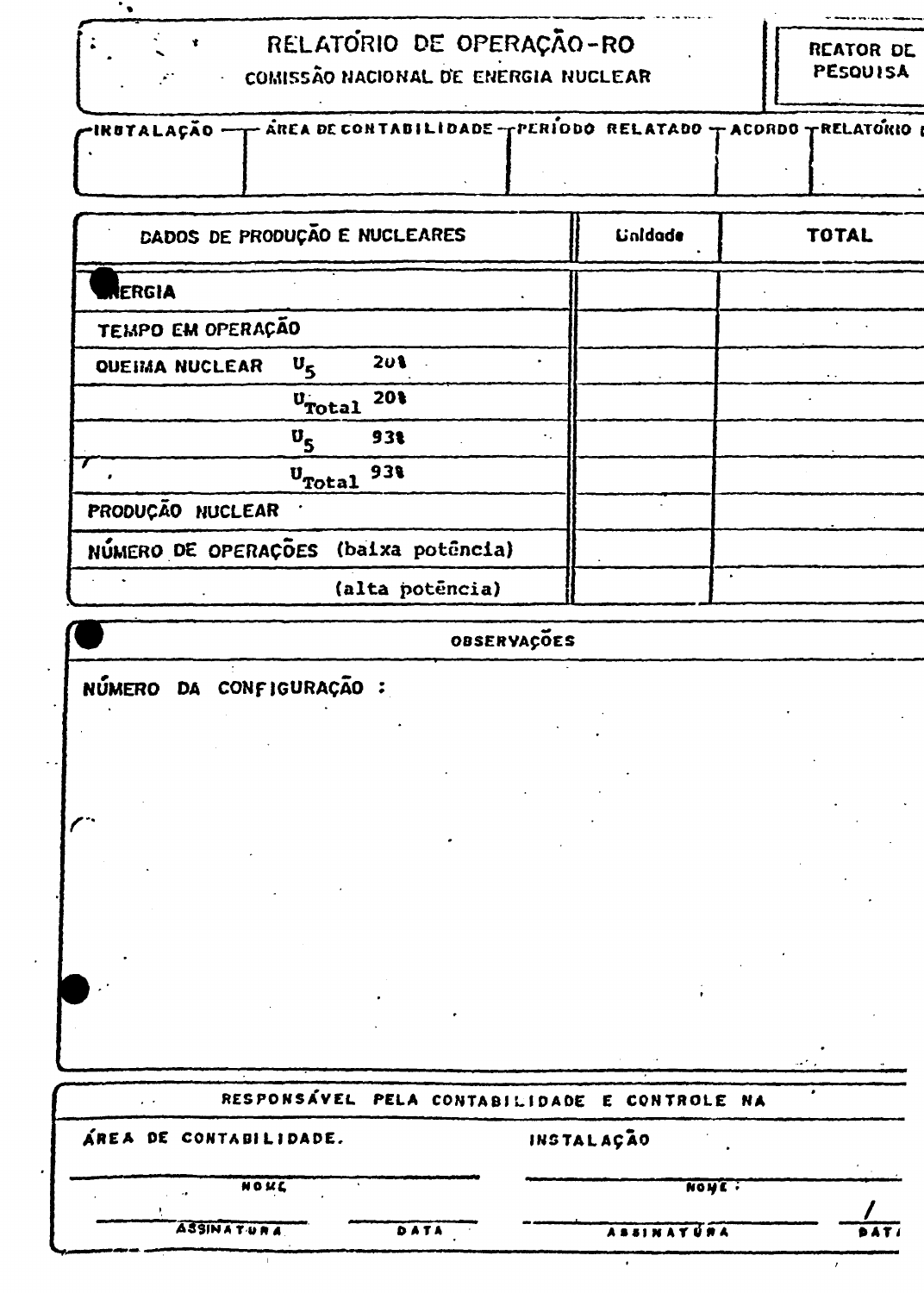# RELATÓRIO DE OPERAÇÃO-RO

COMISSÃO NACIONAL DE ENERGIA NUCLEAR

**REATOR DE PESQUISA**

| INSTALAÇÃO | ÁREA DE CONTABILIDADE | PERÍODO RELATADO | ACORDO | RELATÓRIO |
|---|---|---|---|---|
| | | | | |

| DADOS DE PRODUÇÃO E NUCLEARES | | | Unidade | TOTAL |
|---|---|---|---|---|
| ENERGIA | | | | |
| TEMPO EM OPERAÇÃO | | | | |
| QUEIMA NUCLEAR | $U_5$ | 20% | | |
| | $U_{Total}$ | 20% | | |
| | $U_5$ | 93% | | |
| | $U_{Total}$ | 93% | | |
| PRODUÇÃO NUCLEAR | | | | |
| NÚMERO DE OPERAÇÕES (baixa potência) | | | | |
| (alta potência) | | | | |

**OBSERVAÇÕES**

NÚMERO DA CONFIGURAÇÃO :

**RESPONSÁVEL PELA CONTABILIDADE E CONTROLE NA**

| ÁREA DE CONTABILIDADE. | | INSTALAÇÃO | |
|---|---|---|---|
| NOME | | NOME : | |
| ASSINATURA | DATA | ASSINATURA | / DATA |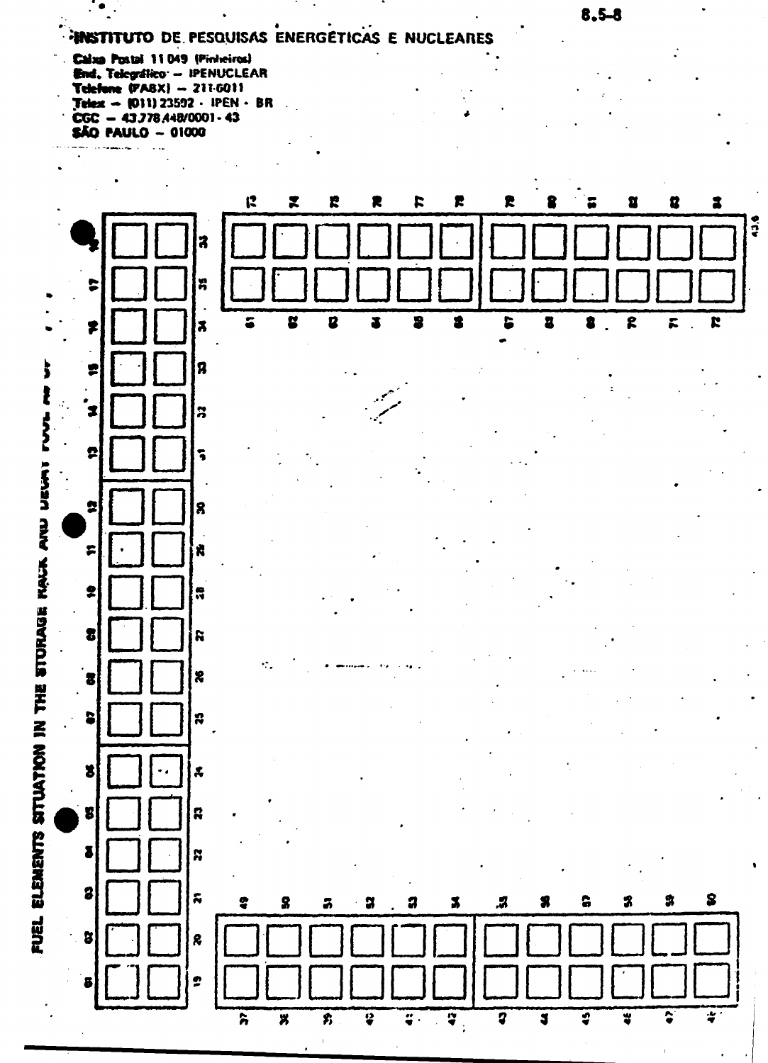**INSTITUTO DE PESQUISAS ENERGÉTICAS E NUCLEARES**

Caixa Postal 11 049 (Pinheiros)
End. Telegráfico – IPENUCLEAR
Telefone (PABX) – 211-6011
Telex – (011) 23592 - IPEN - BR
CGC – 43.778.448/0001-43
SÃO PAULO – 01000

FUEL ELEMENTS SITUATION IN THE STORAGE RACK AND DECAY POOL AS OF ...

| | | | | | | | | | | | |
|---|---|---|---|---|---|---|---|---|---|---|---|
| 73 | 74 | 75 | 76 | 77 | 78 | 79 | 80 | 81 | 82 | 83 | 84 |
| 61 | 62 | 63 | 64 | 65 | 66 | 67 | 68 | 69 | 70 | 71 | 72 |

| | |
|---|---|
| 18 | 36 |
| 17 | 35 |
| 16 | 34 |
| 15 | 33 |
| 14 | 32 |
| 13 | 31 |
| 12 | 30 |
| 11 | 29 |
| 10 | 28 |
| 09 | 27 |
| 08 | 26 |
| 07 | 25 |
| 06 | 24 |
| 05 | 23 |
| 04 | 22 |
| 03 | 21 |
| 02 | 20 |
| 01 | 19 |

| | | | | | | | | | | | |
|---|---|---|---|---|---|---|---|---|---|---|---|
| 49 | 50 | 51 | 52 | 53 | 54 | 55 | 56 | 57 | 58 | 59 | 60 |
| 37 | 38 | 39 | 40 | 41 | 42 | 43 | 44 | 45 | 46 | 47 | 48 |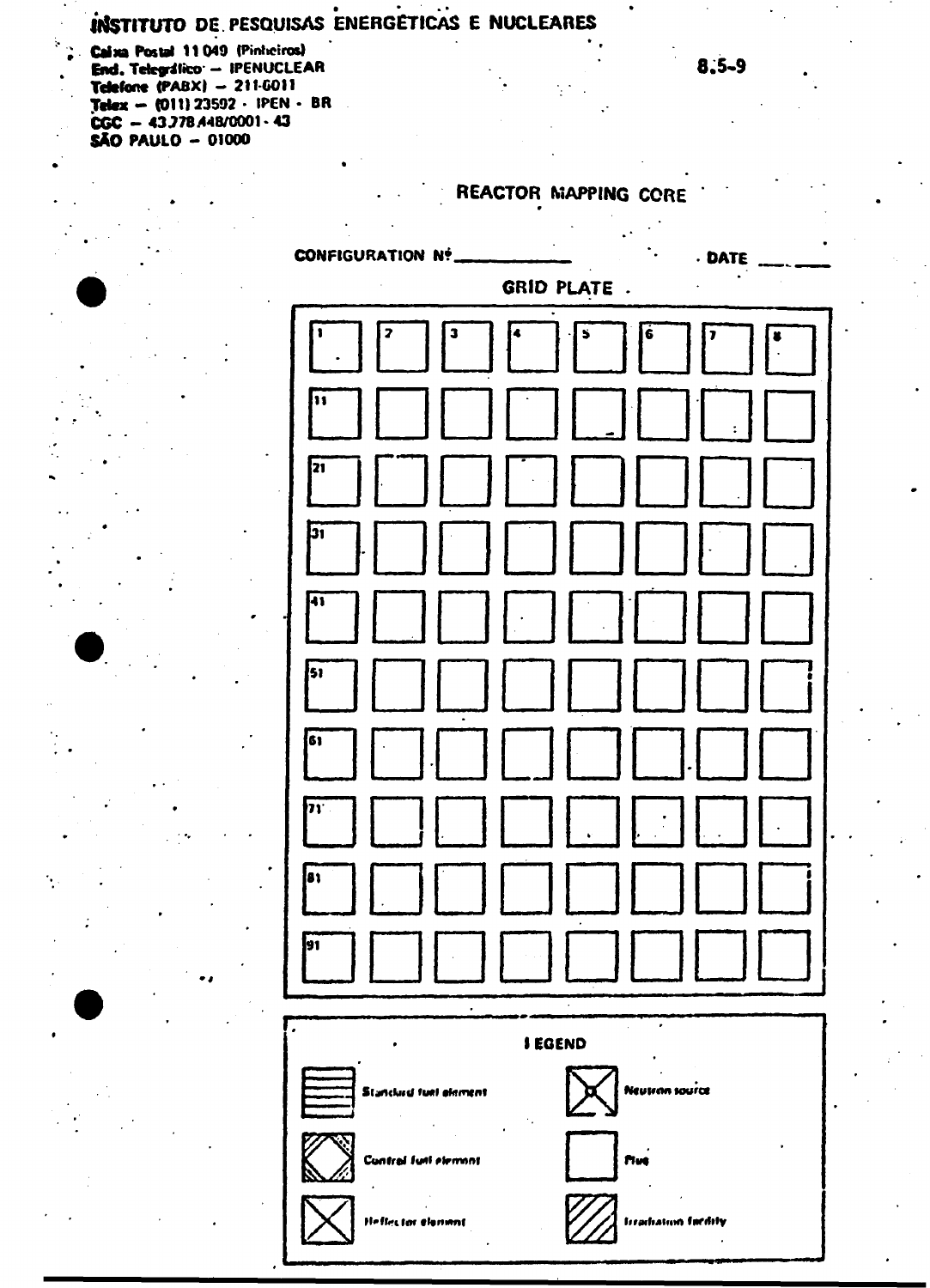**INSTITUTO DE PESQUISAS ENERGÉTICAS E NUCLEARES**

Caixa Postal 11 049 (Pinheiros)
End. Telegráfico – IPENUCLEAR
Telefone (PABX) – 211-6011
Telex – (011) 23592 - IPEN - BR
CGC – 43.778.448/0001-43
SÃO PAULO – 01000

8.5-9

## REACTOR MAPPING CORE

CONFIGURATION Nº ____________ DATE ______

**GRID PLATE**

| 1 | 2 | 3 | 4 | 5 | 6 | 7 | 8 |
|---|---|---|---|---|---|---|---|
| 11 | | | | | | | |
| 21 | | | | | | | |
| 31 | | | | | | | |
| 41 | | | | | | | |
| 51 | | | | | | | |
| 61 | | | | | | | |
| 71 | | | | | | | |
| 81 | | | | | | | |
| 91 | | | | | | | |

**LEGEND**

- Standard fuel element
- Neutron source
- Control fuel element
- Plug
- Reflector element
- Irradiation facility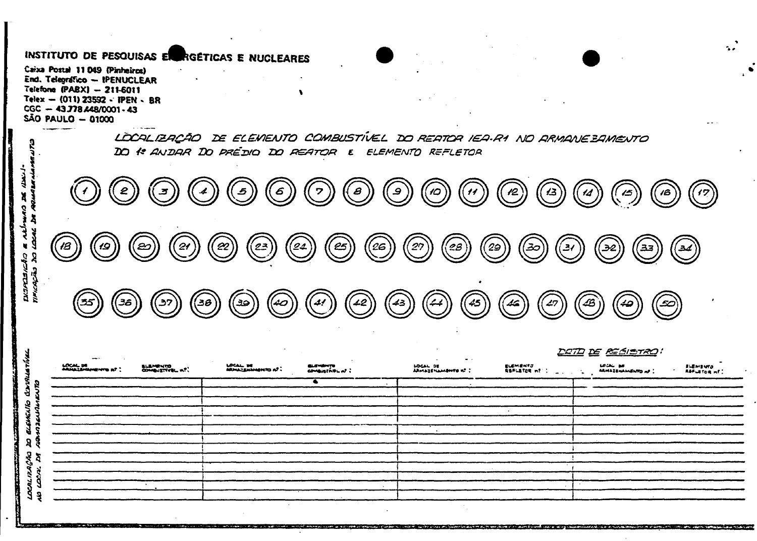**INSTITUTO DE PESQUISAS ENERGÉTICAS E NUCLEARES**

Caixa Postal 11 049 (Pinheiros)
End. Telegráfico — IPENUCLEAR
Telefone (PABX) — 211-6011
Telex — (011) 23592 - IPEN - BR
CGC — 43.778.448/0001-43
SÃO PAULO — 01000

DISPOSIÇÃO E NÚMERO DE IDENTIFICAÇÃO DO LOCAL DE ARMAZENAMENTO

LOCALIZAÇÃO DE ELEMENTO COMBUSTÍVEL DO REATOR IEA-R1 NO ARMAZENAMENTO DO 1º ANDAR DO PRÉDIO DO REATOR E ELEMENTO REFLETOR

1 2 3 4 5 6 7 8 9 10 11 12 13 14 15 16 17

18 19 20 21 22 23 24 25 26 27 28 29 30 31 32 33 34

35 36 37 38 39 40 41 42 43 44 45 46 47 48 49 50

LOCALIZAÇÃO DO ELEMENTO COMBUSTÍVEL NO LOCAL DE ARMAZENAMENTO

DATA DE REGISTRO:

| LOCAL DE ARMAZENAMENTO nº: | ELEMENTO COMBUSTÍVEL nº: | LOCAL DE ARMAZENAMENTO nº: | ELEMENTO COMBUSTÍVEL nº: | LOCAL DE ARMAZENAMENTO nº: | ELEMENTO REFLETOR nº: | LOCAL DE ARMAZENAMENTO nº: | ELEMENTO REFLETOR nº: |
|---|---|---|---|---|---|---|---|
| | | | | | | | |
| | | | | | | | |
| | | | | | | | |
| | | | | | | | |
| | | | | | | | |
| | | | | | | | |
| | | | | | | | |
| | | | | | | | |
| | | | | | | | |
| | | | | | | | |
| | | | | | | | |
| | | | | | | | |